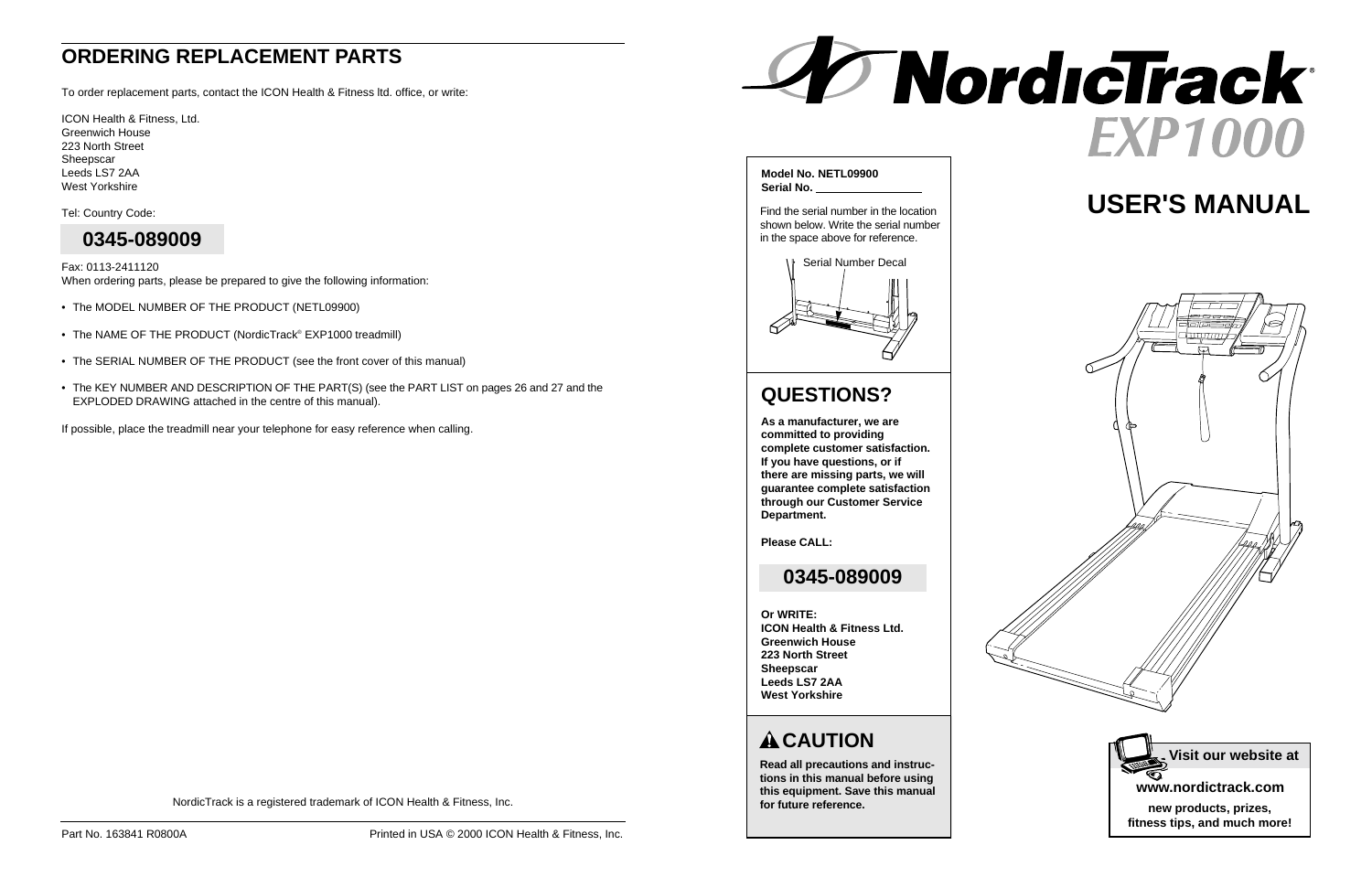## ORDERING REPLACEMENT PARTS

To order replacement parts, contact the ICON Health & Fitness ltd. office, or write:

ICON Health & Fitness, Ltd.
Greenwich House
223 North Street
Sheepscar
Leeds LS7 2AA
West Yorkshire

Tel: Country Code:

**0345-089009**

Fax: 0113-2411120
When ordering parts, please be prepared to give the following information:

- The MODEL NUMBER OF THE PRODUCT (NETL09900)
- The NAME OF THE PRODUCT (NordicTrack® EXP1000 treadmill)
- The SERIAL NUMBER OF THE PRODUCT (see the front cover of this manual)
- The KEY NUMBER AND DESCRIPTION OF THE PART(S) (see the PART LIST on pages 26 and 27 and the EXPLODED DRAWING attached in the centre of this manual).

If possible, place the treadmill near your telephone for easy reference when calling.

NordicTrack is a registered trademark of ICON Health & Fitness, Inc.

Part No. 163841 R0800A

Printed in USA © 2000 ICON Health & Fitness, Inc.

# NordicTrack® EXP1000

# USER'S MANUAL

**Model No. NETL09900**
**Serial No. ______________**

Find the serial number in the location shown below. Write the serial number in the space above for reference.

Serial Number Decal

## QUESTIONS?

**As a manufacturer, we are committed to providing complete customer satisfaction. If you have questions, or if there are missing parts, we will guarantee complete satisfaction through our Customer Service Department.**

**Please CALL:**

**0345-089009**

**Or WRITE:**
**ICON Health & Fitness Ltd.**
**Greenwich House**
**223 North Street**
**Sheepscar**
**Leeds LS7 2AA**
**West Yorkshire**

## ⚠ CAUTION

**Read all precautions and instructions in this manual before using this equipment. Save this manual for future reference.**

**Visit our website at**

**www.nordictrack.com**

**new products, prizes, fitness tips, and much more!**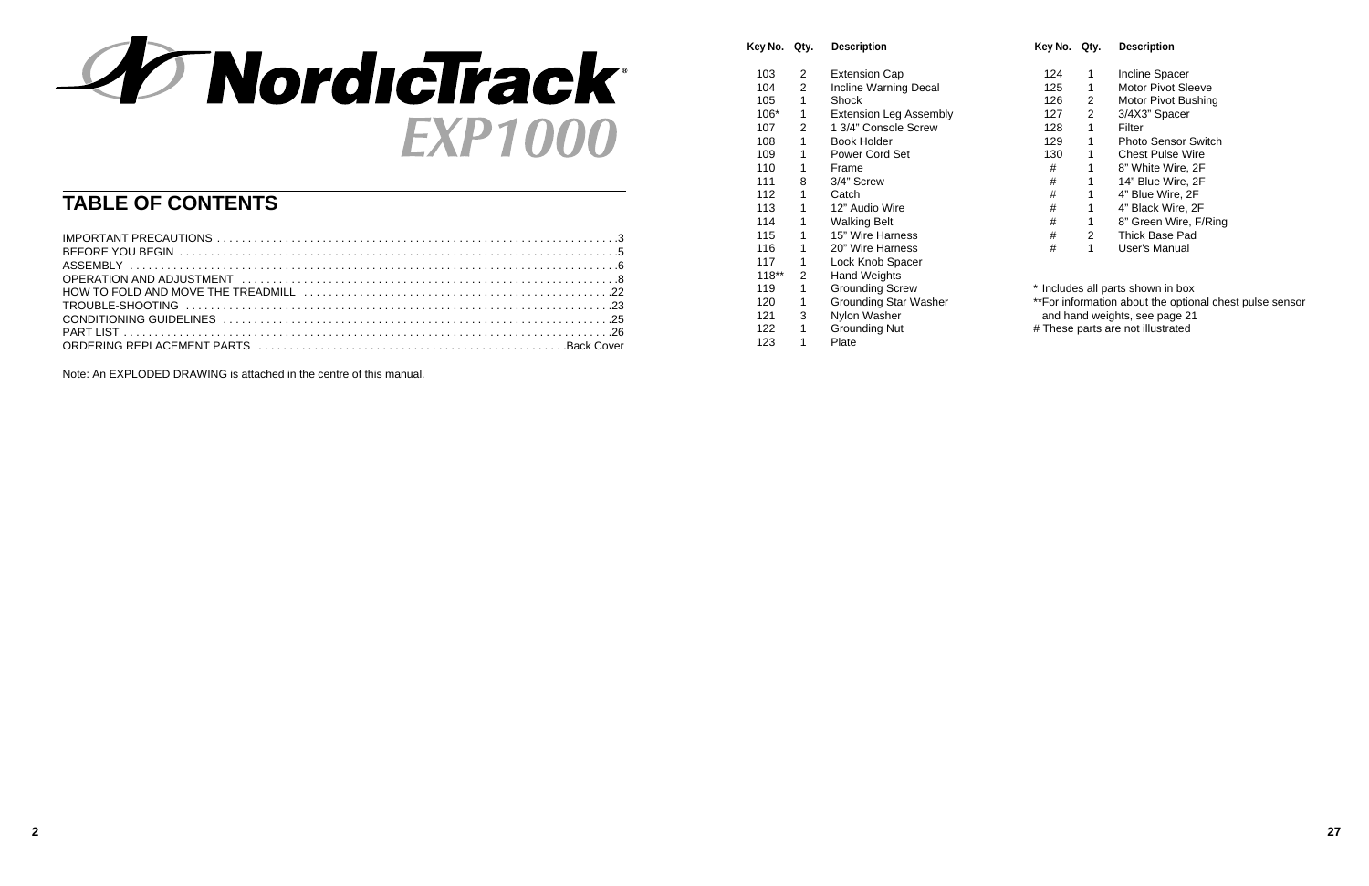# NordicTrack® EXP1000

## TABLE OF CONTENTS

IMPORTANT PRECAUTIONS . . . . . . . . . . . . . . . . . . . . . . . . . . . . . . . . . . . . . . . . . . . . . . . . . . . . . . . . . . . . . . . . .3
BEFORE YOU BEGIN . . . . . . . . . . . . . . . . . . . . . . . . . . . . . . . . . . . . . . . . . . . . . . . . . . . . . . . . . . . . . . . . . . . . . . .5
ASSEMBLY . . . . . . . . . . . . . . . . . . . . . . . . . . . . . . . . . . . . . . . . . . . . . . . . . . . . . . . . . . . . . . . . . . . . . . . . . . . . . .6
OPERATION AND ADJUSTMENT . . . . . . . . . . . . . . . . . . . . . . . . . . . . . . . . . . . . . . . . . . . . . . . . . . . . . . . . . . .8
HOW TO FOLD AND MOVE THE TREADMILL . . . . . . . . . . . . . . . . . . . . . . . . . . . . . . . . . . . . . . . . . . . . . . . . .22
TROUBLE-SHOOTING . . . . . . . . . . . . . . . . . . . . . . . . . . . . . . . . . . . . . . . . . . . . . . . . . . . . . . . . . . . . . . . . . . . .23
CONDITIONING GUIDELINES . . . . . . . . . . . . . . . . . . . . . . . . . . . . . . . . . . . . . . . . . . . . . . . . . . . . . . . . . . . . . .25
PART LIST . . . . . . . . . . . . . . . . . . . . . . . . . . . . . . . . . . . . . . . . . . . . . . . . . . . . . . . . . . . . . . . . . . . . . . . . . . . . . .26
ORDERING REPLACEMENT PARTS . . . . . . . . . . . . . . . . . . . . . . . . . . . . . . . . . . . . . . . . . . . . . . . . .Back Cover

Note: An EXPLODED DRAWING is attached in the centre of this manual.

| Key No. | Qty. | Description |
|---|---|---|
| 103 | 2 | Extension Cap |
| 104 | 2 | Incline Warning Decal |
| 105 | 1 | Shock |
| 106* | 1 | Extension Leg Assembly |
| 107 | 2 | 1 3/4" Console Screw |
| 108 | 1 | Book Holder |
| 109 | 1 | Power Cord Set |
| 110 | 1 | Frame |
| 111 | 8 | 3/4" Screw |
| 112 | 1 | Catch |
| 113 | 1 | 12" Audio Wire |
| 114 | 1 | Walking Belt |
| 115 | 1 | 15" Wire Harness |
| 116 | 1 | 20" Wire Harness |
| 117 | 1 | Lock Knob Spacer |
| 118** | 2 | Hand Weights |
| 119 | 1 | Grounding Screw |
| 120 | 1 | Grounding Star Washer |
| 121 | 3 | Nylon Washer |
| 122 | 1 | Grounding Nut |
| 123 | 1 | Plate |

| Key No. | Qty. | Description |
|---|---|---|
| 124 | 1 | Incline Spacer |
| 125 | 1 | Motor Pivot Sleeve |
| 126 | 2 | Motor Pivot Bushing |
| 127 | 2 | 3/4X3" Spacer |
| 128 | 1 | Filter |
| 129 | 1 | Photo Sensor Switch |
| 130 | 1 | Chest Pulse Wire |
| # | 1 | 8" White Wire, 2F |
| # | 1 | 14" Blue Wire, 2F |
| # | 1 | 4" Blue Wire, 2F |
| # | 1 | 4" Black Wire, 2F |
| # | 1 | 8" Green Wire, F/Ring |
| # | 2 | Thick Base Pad |
| # | 1 | User's Manual |

* Includes all parts shown in box
**For information about the optional chest pulse sensor and hand weights, see page 21
# These parts are not illustrated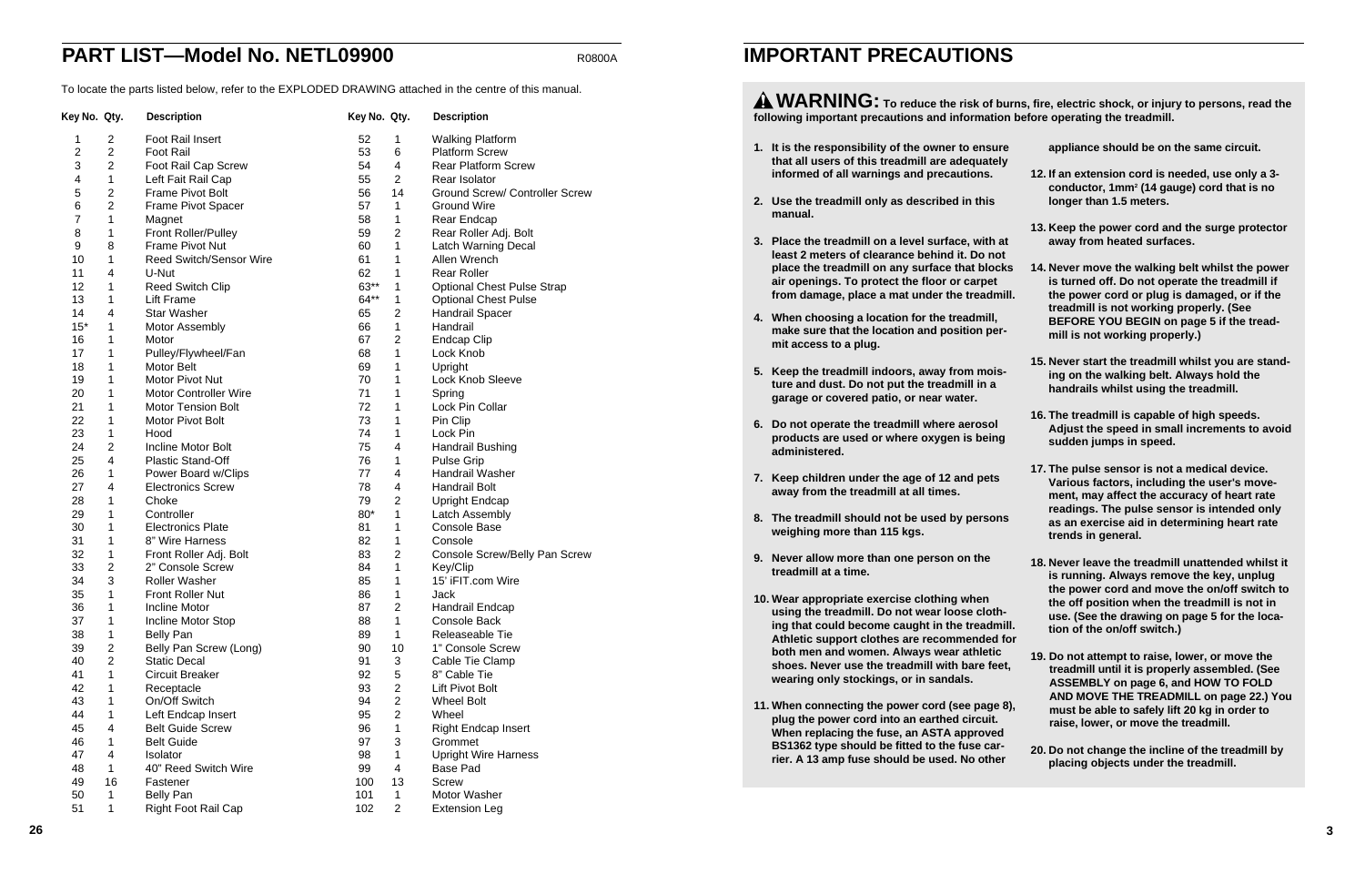## PART LIST—Model No. NETL09900

R0800A

To locate the parts listed below, refer to the EXPLODED DRAWING attached in the centre of this manual.

| Key No. | Qty. | Description | Key No. | Qty. | Description |
|---|---|---|---|---|---|
| 1 | 2 | Foot Rail Insert | 52 | 1 | Walking Platform |
| 2 | 2 | Foot Rail | 53 | 6 | Platform Screw |
| 3 | 2 | Foot Rail Cap Screw | 54 | 4 | Rear Platform Screw |
| 4 | 1 | Left Fait Rail Cap | 55 | 2 | Rear Isolator |
| 5 | 2 | Frame Pivot Bolt | 56 | 14 | Ground Screw/ Controller Screw |
| 6 | 2 | Frame Pivot Spacer | 57 | 1 | Ground Wire |
| 7 | 1 | Magnet | 58 | 1 | Rear Endcap |
| 8 | 1 | Front Roller/Pulley | 59 | 2 | Rear Roller Adj. Bolt |
| 9 | 8 | Frame Pivot Nut | 60 | 1 | Latch Warning Decal |
| 10 | 1 | Reed Switch/Sensor Wire | 61 | 1 | Allen Wrench |
| 11 | 4 | U-Nut | 62 | 1 | Rear Roller |
| 12 | 1 | Reed Switch Clip | 63** | 1 | Optional Chest Pulse Strap |
| 13 | 1 | Lift Frame | 64** | 1 | Optional Chest Pulse |
| 14 | 4 | Star Washer | 65 | 2 | Handrail Spacer |
| 15* | 1 | Motor Assembly | 66 | 1 | Handrail |
| 16 | 1 | Motor | 67 | 2 | Endcap Clip |
| 17 | 1 | Pulley/Flywheel/Fan | 68 | 1 | Lock Knob |
| 18 | 1 | Motor Belt | 69 | 1 | Upright |
| 19 | 1 | Motor Pivot Nut | 70 | 1 | Lock Knob Sleeve |
| 20 | 1 | Motor Controller Wire | 71 | 1 | Spring |
| 21 | 1 | Motor Tension Bolt | 72 | 1 | Lock Pin Collar |
| 22 | 1 | Motor Pivot Bolt | 73 | 1 | Pin Clip |
| 23 | 1 | Hood | 74 | 1 | Lock Pin |
| 24 | 2 | Incline Motor Bolt | 75 | 4 | Handrail Bushing |
| 25 | 4 | Plastic Stand-Off | 76 | 1 | Pulse Grip |
| 26 | 1 | Power Board w/Clips | 77 | 4 | Handrail Washer |
| 27 | 4 | Electronics Screw | 78 | 4 | Handrail Bolt |
| 28 | 1 | Choke | 79 | 2 | Upright Endcap |
| 29 | 1 | Controller | 80* | 1 | Latch Assembly |
| 30 | 1 | Electronics Plate | 81 | 1 | Console Base |
| 31 | 1 | 8" Wire Harness | 82 | 1 | Console |
| 32 | 1 | Front Roller Adj. Bolt | 83 | 2 | Console Screw/Belly Pan Screw |
| 33 | 2 | 2" Console Screw | 84 | 1 | Key/Clip |
| 34 | 3 | Roller Washer | 85 | 1 | 15' iFIT.com Wire |
| 35 | 1 | Front Roller Nut | 86 | 1 | Jack |
| 36 | 1 | Incline Motor | 87 | 2 | Handrail Endcap |
| 37 | 1 | Incline Motor Stop | 88 | 1 | Console Back |
| 38 | 1 | Belly Pan | 89 | 1 | Releaseable Tie |
| 39 | 2 | Belly Pan Screw (Long) | 90 | 10 | 1" Console Screw |
| 40 | 2 | Static Decal | 91 | 3 | Cable Tie Clamp |
| 41 | 1 | Circuit Breaker | 92 | 5 | 8" Cable Tie |
| 42 | 1 | Receptacle | 93 | 2 | Lift Pivot Bolt |
| 43 | 1 | On/Off Switch | 94 | 2 | Wheel Bolt |
| 44 | 1 | Left Endcap Insert | 95 | 2 | Wheel |
| 45 | 4 | Belt Guide Screw | 96 | 1 | Right Endcap Insert |
| 46 | 1 | Belt Guide | 97 | 3 | Grommet |
| 47 | 4 | Isolator | 98 | 1 | Upright Wire Harness |
| 48 | 1 | 40" Reed Switch Wire | 99 | 4 | Base Pad |
| 49 | 16 | Fastener | 100 | 13 | Screw |
| 50 | 1 | Belly Pan | 101 | 1 | Motor Washer |
| 51 | 1 | Right Foot Rail Cap | 102 | 2 | Extension Leg |

## IMPORTANT PRECAUTIONS

**⚠ WARNING: To reduce the risk of burns, fire, electric shock, or injury to persons, read the following important precautions and information before operating the treadmill.**

1. **It is the responsibility of the owner to ensure that all users of this treadmill are adequately informed of all warnings and precautions.**
2. **Use the treadmill only as described in this manual.**
3. **Place the treadmill on a level surface, with at least 2 meters of clearance behind it. Do not place the treadmill on any surface that blocks air openings. To protect the floor or carpet from damage, place a mat under the treadmill.**
4. **When choosing a location for the treadmill, make sure that the location and position permit access to a plug.**
5. **Keep the treadmill indoors, away from moisture and dust. Do not put the treadmill in a garage or covered patio, or near water.**
6. **Do not operate the treadmill where aerosol products are used or where oxygen is being administered.**
7. **Keep children under the age of 12 and pets away from the treadmill at all times.**
8. **The treadmill should not be used by persons weighing more than 115 kgs.**
9. **Never allow more than one person on the treadmill at a time.**
10. **Wear appropriate exercise clothing when using the treadmill. Do not wear loose clothing that could become caught in the treadmill. Athletic support clothes are recommended for both men and women. Always wear athletic shoes. Never use the treadmill with bare feet, wearing only stockings, or in sandals.**
11. **When connecting the power cord (see page 8), plug the power cord into an earthed circuit. When replacing the fuse, an ASTA approved BS1362 type should be fitted to the fuse carrier. A 13 amp fuse should be used. No other appliance should be on the same circuit.**
12. **If an extension cord is needed, use only a 3-conductor, 1mm² (14 gauge) cord that is no longer than 1.5 meters.**
13. **Keep the power cord and the surge protector away from heated surfaces.**
14. **Never move the walking belt whilst the power is turned off. Do not operate the treadmill if the power cord or plug is damaged, or if the treadmill is not working properly. (See BEFORE YOU BEGIN on page 5 if the treadmill is not working properly.)**
15. **Never start the treadmill whilst you are standing on the walking belt. Always hold the handrails whilst using the treadmill.**
16. **The treadmill is capable of high speeds. Adjust the speed in small increments to avoid sudden jumps in speed.**
17. **The pulse sensor is not a medical device. Various factors, including the user's movement, may affect the accuracy of heart rate readings. The pulse sensor is intended only as an exercise aid in determining heart rate trends in general.**
18. **Never leave the treadmill unattended whilst it is running. Always remove the key, unplug the power cord and move the on/off switch to the off position when the treadmill is not in use. (See the drawing on page 5 for the location of the on/off switch.)**
19. **Do not attempt to raise, lower, or move the treadmill until it is properly assembled. (See ASSEMBLY on page 6, and HOW TO FOLD AND MOVE THE TREADMILL on page 22.) You must be able to safely lift 20 kg in order to raise, lower, or move the treadmill.**
20. **Do not change the incline of the treadmill by placing objects under the treadmill.**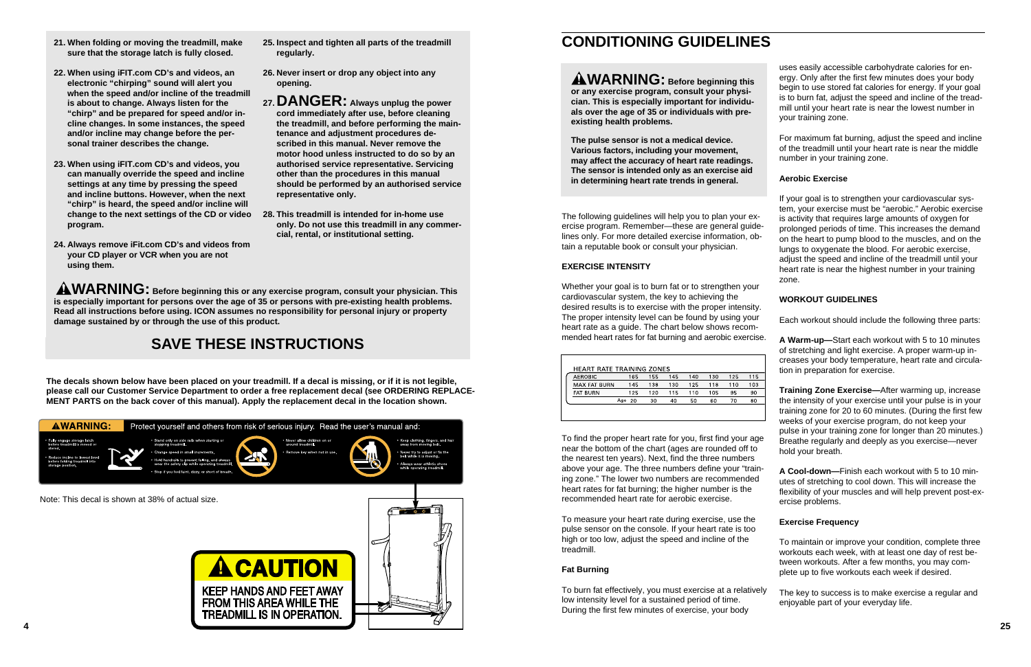21. **When folding or moving the treadmill, make sure that the storage latch is fully closed.**

22. **When using iFIT.com CD's and videos, an electronic "chirping" sound will alert you when the speed and/or incline of the treadmill is about to change. Always listen for the "chirp" and be prepared for speed and/or incline changes. In some instances, the speed and/or incline may change before the personal trainer describes the change.**

23. **When using iFIT.com CD's and videos, you can manually override the speed and incline settings at any time by pressing the speed and incline buttons. However, when the next "chirp" is heard, the speed and/or incline will change to the next settings of the CD or video program.**

24. **Always remove iFit.com CD's and videos from your CD player or VCR when you are not using them.**

25. **Inspect and tighten all parts of the treadmill regularly.**

26. **Never insert or drop any object into any opening.**

27. **DANGER: Always unplug the power cord immediately after use, before cleaning the treadmill, and before performing the maintenance and adjustment procedures described in this manual. Never remove the motor hood unless instructed to do so by an authorised service representative. Servicing other than the procedures in this manual should be performed by an authorised service representative only.**

28. **This treadmill is intended for in-home use only. Do not use this treadmill in any commercial, rental, or institutional setting.**

**⚠WARNING: Before beginning this or any exercise program, consult your physician. This is especially important for persons over the age of 35 or persons with pre-existing health problems. Read all instructions before using. ICON assumes no responsibility for personal injury or property damage sustained by or through the use of this product.**

## SAVE THESE INSTRUCTIONS

**The decals shown below have been placed on your treadmill. If a decal is missing, or if it is not legible, please call our Customer Service Department to order a free replacement decal (see ORDERING REPLACEMENT PARTS on the back cover of this manual). Apply the replacement decal in the location shown.**

**⚠WARNING:** Protect yourself and others from risk of serious injury. Read the user's manual and:

- Fully engage storage latch before treadmill is moved or stored.
- Reduce incline to lowest level before folding treadmill into storage position.
- Stand only on side rails when starting or stopping treadmill.
- Change speed in small increments.
- Hold handrails to prevent falling, and always wear the safety clip while operating treadmill.
- Stop if you feel faint, dizzy, or short of breath.
- Never allow children on or around treadmill.
- Remove key when not in use.
- Keep clothing, fingers, and hair away from moving belt.
- Never try to adjust or fix the belt while it is moving.
- Always wear athletic shoes while operating treadmill.

Note: This decal is shown at 38% of actual size.

**⚠CAUTION**
**KEEP HANDS AND FEET AWAY FROM THIS AREA WHILE THE TREADMILL IS IN OPERATION.**

# CONDITIONING GUIDELINES

**⚠WARNING: Before beginning this or any exercise program, consult your physician. This is especially important for individuals over the age of 35 or individuals with pre-existing health problems.**

**The pulse sensor is not a medical device. Various factors, including your movement, may affect the accuracy of heart rate readings. The sensor is intended only as an exercise aid in determining heart rate trends in general.**

The following guidelines will help you to plan your exercise program. Remember—these are general guidelines only. For more detailed exercise information, obtain a reputable book or consult your physician.

### EXERCISE INTENSITY

Whether your goal is to burn fat or to strengthen your cardiovascular system, the key to achieving the desired results is to exercise with the proper intensity. The proper intensity level can be found by using your heart rate as a guide. The chart below shows recommended heart rates for fat burning and aerobic exercise.

| HEART RATE TRAINING ZONES | | | | | | | |
|---|---|---|---|---|---|---|---|
| AEROBIC | 165 | 155 | 145 | 140 | 130 | 125 | 115 |
| MAX FAT BURN | 145 | 138 | 130 | 125 | 118 | 110 | 103 |
| FAT BURN | 125 | 120 | 115 | 110 | 105 | 95 | 90 |
| Age | 20 | 30 | 40 | 50 | 60 | 70 | 80 |

To find the proper heart rate for you, first find your age near the bottom of the chart (ages are rounded off to the nearest ten years). Next, find the three numbers above your age. The three numbers define your "training zone." The lower two numbers are recommended heart rates for fat burning; the higher number is the recommended heart rate for aerobic exercise.

To measure your heart rate during exercise, use the pulse sensor on the console. If your heart rate is too high or too low, adjust the speed and incline of the treadmill.

#### Fat Burning

To burn fat effectively, you must exercise at a relatively low intensity level for a sustained period of time. During the first few minutes of exercise, your body uses easily accessible carbohydrate calories for energy. Only after the first few minutes does your body begin to use stored fat calories for energy. If your goal is to burn fat, adjust the speed and incline of the treadmill until your heart rate is near the lowest number in your training zone.

For maximum fat burning, adjust the speed and incline of the treadmill until your heart rate is near the middle number in your training zone.

#### Aerobic Exercise

If your goal is to strengthen your cardiovascular system, your exercise must be "aerobic." Aerobic exercise is activity that requires large amounts of oxygen for prolonged periods of time. This increases the demand on the heart to pump blood to the muscles, and on the lungs to oxygenate the blood. For aerobic exercise, adjust the speed and incline of the treadmill until your heart rate is near the highest number in your training zone.

### WORKOUT GUIDELINES

Each workout should include the following three parts:

**A Warm-up—**Start each workout with 5 to 10 minutes of stretching and light exercise. A proper warm-up increases your body temperature, heart rate and circulation in preparation for exercise.

**Training Zone Exercise—**After warming up, increase the intensity of your exercise until your pulse is in your training zone for 20 to 60 minutes. (During the first few weeks of your exercise program, do not keep your pulse in your training zone for longer than 20 minutes.) Breathe regularly and deeply as you exercise—never hold your breath.

**A Cool-down—**Finish each workout with 5 to 10 minutes of stretching to cool down. This will increase the flexibility of your muscles and will help prevent post-exercise problems.

#### Exercise Frequency

To maintain or improve your condition, complete three workouts each week, with at least one day of rest between workouts. After a few months, you may complete up to five workouts each week if desired.

The key to success is to make exercise a regular and enjoyable part of your everyday life.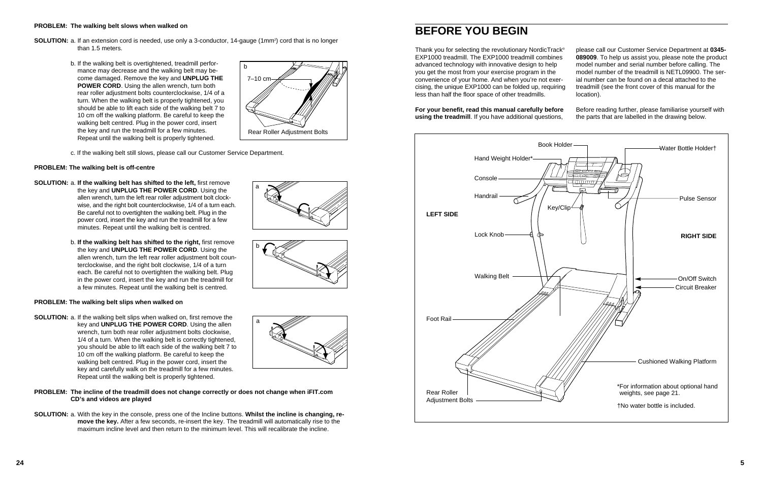**PROBLEM: The walking belt slows when walked on**

**SOLUTION:** a. If an extension cord is needed, use only a 3-conductor, 14-gauge ($1 mm^2$) cord that is no longer than 1.5 meters.

b. If the walking belt is overtightened, treadmill performance may decrease and the walking belt may become damaged. Remove the key and **UNPLUG THE POWER CORD**. Using the allen wrench, turn both rear roller adjustment bolts counterclockwise, 1/4 of a turn. When the walking belt is properly tightened, you should be able to lift each side of the walking belt 7 to 10 cm off the walking platform. Be careful to keep the walking belt centred. Plug in the power cord, insert the key and run the treadmill for a few minutes. Repeat until the walking belt is properly tightened.

b

7–10 cm

Rear Roller Adjustment Bolts

c. If the walking belt still slows, please call our Customer Service Department.

**PROBLEM: The walking belt is off-centre**

**SOLUTION:** a. **If the walking belt has shifted to the left,** first remove the key and **UNPLUG THE POWER CORD**. Using the allen wrench, turn the left rear roller adjustment bolt clockwise, and the right bolt counterclockwise, 1/4 of a turn each. Be careful not to overtighten the walking belt. Plug in the power cord, insert the key and run the treadmill for a few minutes. Repeat until the walking belt is centred.

b. **If the walking belt has shifted to the right,** first remove the key and **UNPLUG THE POWER CORD**. Using the allen wrench, turn the left rear roller adjustment bolt counterclockwise, and the right bolt clockwise, 1/4 of a turn each. Be careful not to overtighten the walking belt. Plug in the power cord, insert the key and run the treadmill for a few minutes. Repeat until the walking belt is centred.

**PROBLEM: The walking belt slips when walked on**

**SOLUTION:** a. If the walking belt slips when walked on, first remove the key and **UNPLUG THE POWER CORD**. Using the allen wrench, turn both rear roller adjustment bolts clockwise, 1/4 of a turn. When the walking belt is correctly tightened, you should be able to lift each side of the walking belt 7 to 10 cm off the walking platform. Be careful to keep the walking belt centred. Plug in the power cord, insert the key and carefully walk on the treadmill for a few minutes. Repeat until the walking belt is properly tightened.

**PROBLEM: The incline of the treadmill does not change correctly or does not change when iFIT.com CD's and videos are played**

**SOLUTION:** a. With the key in the console, press one of the Incline buttons. **Whilst the incline is changing, remove the key.** After a few seconds, re-insert the key. The treadmill will automatically rise to the maximum incline level and then return to the minimum level. This will recalibrate the incline.

# BEFORE YOU BEGIN

Thank you for selecting the revolutionary NordicTrack® EXP1000 treadmill. The EXP1000 treadmill combines advanced technology with innovative design to help you get the most from your exercise program in the convenience of your home. And when you're not exercising, the unique EXP1000 can be folded up, requiring less than half the floor space of other treadmills.

**For your benefit, read this manual carefully before using the treadmill**. If you have additional questions, please call our Customer Service Department at **0345-089009**. To help us assist you, please note the product model number and serial number before calling. The model number of the treadmill is NETL09900. The serial number can be found on a decal attached to the treadmill (see the front cover of this manual for the location).

Before reading further, please familiarise yourself with the parts that are labelled in the drawing below.

Book Holder
Water Bottle Holder†
Hand Weight Holder*
Console
Handrail
Pulse Sensor
Key/Clip
LEFT SIDE
Lock Knob
RIGHT SIDE
Walking Belt
On/Off Switch
Circuit Breaker
Foot Rail
Cushioned Walking Platform
Rear Roller Adjustment Bolts

*For information about optional hand weights, see page 21.

†No water bottle is included.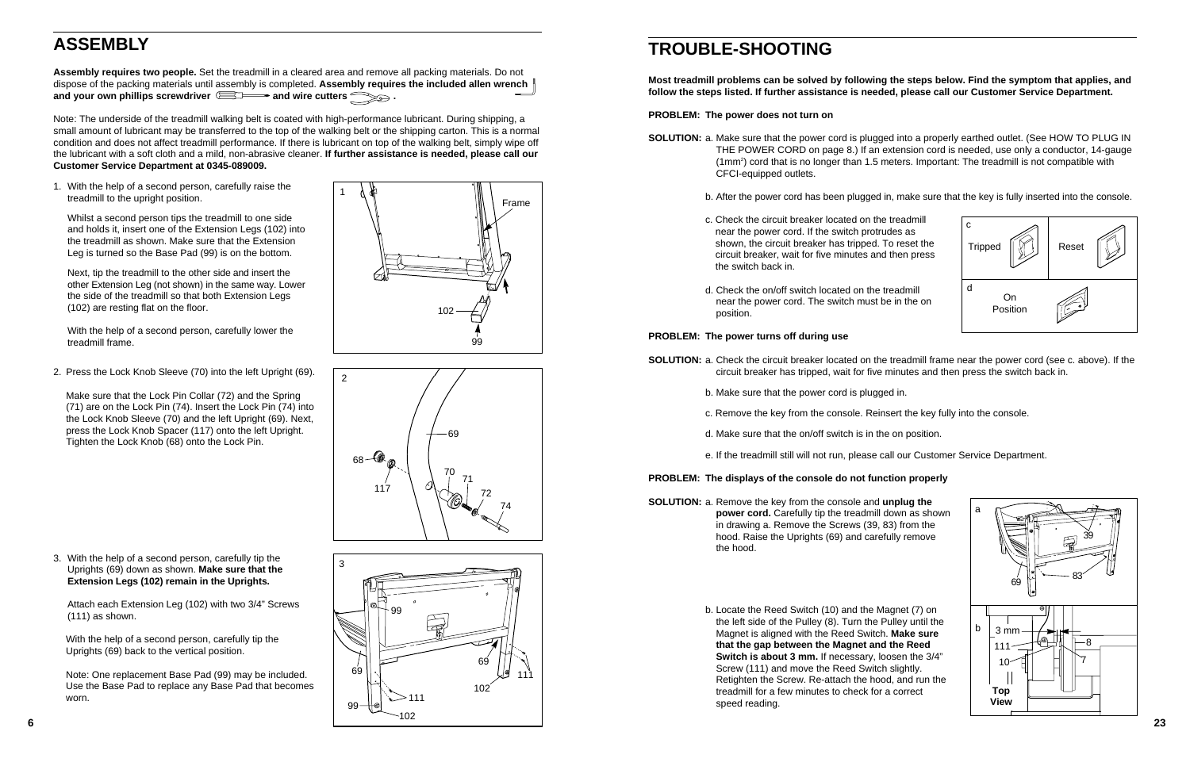## ASSEMBLY

**Assembly requires two people.** Set the treadmill in a cleared area and remove all packing materials. Do not dispose of the packing materials until assembly is completed. **Assembly requires the included allen wrench and your own phillips screwdriver and wire cutters .**

Note: The underside of the treadmill walking belt is coated with high-performance lubricant. During shipping, a small amount of lubricant may be transferred to the top of the walking belt or the shipping carton. This is a normal condition and does not affect treadmill performance. If there is lubricant on top of the walking belt, simply wipe off the lubricant with a soft cloth and a mild, non-abrasive cleaner. **If further assistance is needed, please call our Customer Service Department at 0345-089009.**

1. With the help of a second person, carefully raise the treadmill to the upright position.

   Whilst a second person tips the treadmill to one side and holds it, insert one of the Extension Legs (102) into the treadmill as shown. Make sure that the Extension Leg is turned so the Base Pad (99) is on the bottom.

   Next, tip the treadmill to the other side and insert the other Extension Leg (not shown) in the same way. Lower the side of the treadmill so that both Extension Legs (102) are resting flat on the floor.

   With the help of a second person, carefully lower the treadmill frame.

2. Press the Lock Knob Sleeve (70) into the left Upright (69).

   Make sure that the Lock Pin Collar (72) and the Spring (71) are on the Lock Pin (74). Insert the Lock Pin (74) into the Lock Knob Sleeve (70) and the left Upright (69). Next, press the Lock Knob Spacer (117) onto the left Upright. Tighten the Lock Knob (68) onto the Lock Pin.

3. With the help of a second person, carefully tip the Uprights (69) down as shown. **Make sure that the Extension Legs (102) remain in the Uprights.**

   Attach each Extension Leg (102) with two 3/4" Screws (111) as shown.

   With the help of a second person, carefully tip the Uprights (69) back to the vertical position.

   Note: One replacement Base Pad (99) may be included. Use the Base Pad to replace any Base Pad that becomes worn.

## TROUBLE-SHOOTING

**Most treadmill problems can be solved by following the steps below. Find the symptom that applies, and follow the steps listed. If further assistance is needed, please call our Customer Service Department.**

**PROBLEM: The power does not turn on**

**SOLUTION:** a. Make sure that the power cord is plugged into a properly earthed outlet. (See HOW TO PLUG IN THE POWER CORD on page 8.) If an extension cord is needed, use only a conductor, 14-gauge (1mm$^2$) cord that is no longer than 1.5 meters. Important: The treadmill is not compatible with CFCI-equipped outlets.

b. After the power cord has been plugged in, make sure that the key is fully inserted into the console.

c. Check the circuit breaker located on the treadmill near the power cord. If the switch protrudes as shown, the circuit breaker has tripped. To reset the circuit breaker, wait for five minutes and then press the switch back in.

d. Check the on/off switch located on the treadmill near the power cord. The switch must be in the on position.

**PROBLEM: The power turns off during use**

**SOLUTION:** a. Check the circuit breaker located on the treadmill frame near the power cord (see c. above). If the circuit breaker has tripped, wait for five minutes and then press the switch back in.

b. Make sure that the power cord is plugged in.

c. Remove the key from the console. Reinsert the key fully into the console.

d. Make sure that the on/off switch is in the on position.

e. If the treadmill still will not run, please call our Customer Service Department.

**PROBLEM: The displays of the console do not function properly**

**SOLUTION:** a. Remove the key from the console and **unplug the power cord.** Carefully tip the treadmill down as shown in drawing a. Remove the Screws (39, 83) from the hood. Raise the Uprights (69) and carefully remove the hood.

b. Locate the Reed Switch (10) and the Magnet (7) on the left side of the Pulley (8). Turn the Pulley until the Magnet is aligned with the Reed Switch. **Make sure that the gap between the Magnet and the Reed Switch is about 3 mm.** If necessary, loosen the 3/4" Screw (111) and move the Reed Switch slightly. Retighten the Screw. Re-attach the hood, and run the treadmill for a few minutes to check for a correct speed reading.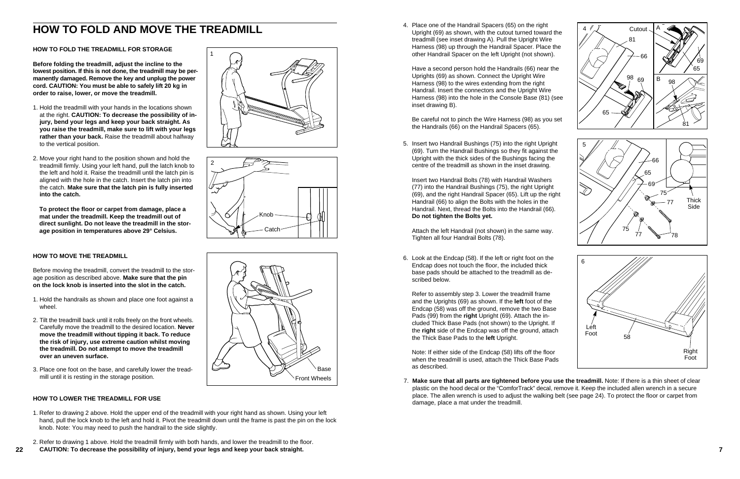# HOW TO FOLD AND MOVE THE TREADMILL

### HOW TO FOLD THE TREADMILL FOR STORAGE

**Before folding the treadmill, adjust the incline to the lowest position. If this is not done, the treadmill may be permanently damaged. Remove the key and unplug the power cord. CAUTION: You must be able to safely lift 20 kg in order to raise, lower, or move the treadmill.**

1. Hold the treadmill with your hands in the locations shown at the right. **CAUTION: To decrease the possibility of injury, bend your legs and keep your back straight. As you raise the treadmill, make sure to lift with your legs rather than your back.** Raise the treadmill about halfway to the vertical position.

2. Move your right hand to the position shown and hold the treadmill firmly. Using your left hand, pull the latch knob to the left and hold it. Raise the treadmill until the latch pin is aligned with the hole in the catch. Insert the latch pin into the catch. **Make sure that the latch pin is fully inserted into the catch.**

   **To protect the floor or carpet from damage, place a mat under the treadmill. Keep the treadmill out of direct sunlight. Do not leave the treadmill in the storage position in temperatures above 29° Celsius.**

### HOW TO MOVE THE TREADMILL

Before moving the treadmill, convert the treadmill to the storage position as described above. **Make sure that the pin on the lock knob is inserted into the slot in the catch.**

1. Hold the handrails as shown and place one foot against a wheel.

2. Tilt the treadmill back until it rolls freely on the front wheels. Carefully move the treadmill to the desired location. **Never move the treadmill without tipping it back. To reduce the risk of injury, use extreme caution whilst moving the treadmill. Do not attempt to move the treadmill over an uneven surface.**

3. Place one foot on the base, and carefully lower the treadmill until it is resting in the storage position.

### HOW TO LOWER THE TREADMILL FOR USE

1. Refer to drawing 2 above. Hold the upper end of the treadmill with your right hand as shown. Using your left hand, pull the lock knob to the left and hold it. Pivot the treadmill down until the frame is past the pin on the lock knob. Note: You may need to push the handrail to the side slightly.

2. Refer to drawing 1 above. Hold the treadmill firmly with both hands, and lower the treadmill to the floor. **CAUTION: To decrease the possibility of injury, bend your legs and keep your back straight.**

4. Place one of the Handrail Spacers (65) on the right Upright (69) as shown, with the cutout turned toward the treadmill (see inset drawing A). Pull the Upright Wire Harness (98) up through the Handrail Spacer. Place the other Handrail Spacer on the left Upright (not shown).

   Have a second person hold the Handrails (66) near the Uprights (69) as shown. Connect the Upright Wire Harness (98) to the wires extending from the right Handrail. Insert the connectors and the Upright Wire Harness (98) into the hole in the Console Base (81) (see inset drawing B).

   Be careful not to pinch the Wire Harness (98) as you set the Handrails (66) on the Handrail Spacers (65).

5. Insert two Handrail Bushings (75) into the right Upright (69). Turn the Handrail Bushings so they fit against the Upright with the thick sides of the Bushings facing the centre of the treadmill as shown in the inset drawing.

   Insert two Handrail Bolts (78) with Handrail Washers (77) into the Handrail Bushings (75), the right Upright (69), and the right Handrail Spacer (65). Lift up the right Handrail (66) to align the Bolts with the holes in the Handrail. Next, thread the Bolts into the Handrail (66). **Do not tighten the Bolts yet.**

   Attach the left Handrail (not shown) in the same way. Tighten all four Handrail Bolts (78).

6. Look at the Endcap (58). If the left or right foot on the Endcap does not touch the floor, the included thick base pads should be attached to the treadmill as described below.

   Refer to assembly step 3. Lower the treadmill frame and the Uprights (69) as shown. If the **left** foot of the Endcap (58) was off the ground, remove the two Base Pads (99) from the **right** Upright (69). Attach the included Thick Base Pads (not shown) to the Upright. If the **right** side of the Endcap was off the ground, attach the Thick Base Pads to the **left** Upright.

   Note: If either side of the Endcap (58) lifts off the floor when the treadmill is used, attach the Thick Base Pads as described.

7. **Make sure that all parts are tightened before you use the treadmill.** Note: If there is a thin sheet of clear plastic on the hood decal or the "ComforTrack" decal, remove it. Keep the included allen wrench in a secure place. The allen wrench is used to adjust the walking belt (see page 24). To protect the floor or carpet from damage, place a mat under the treadmill.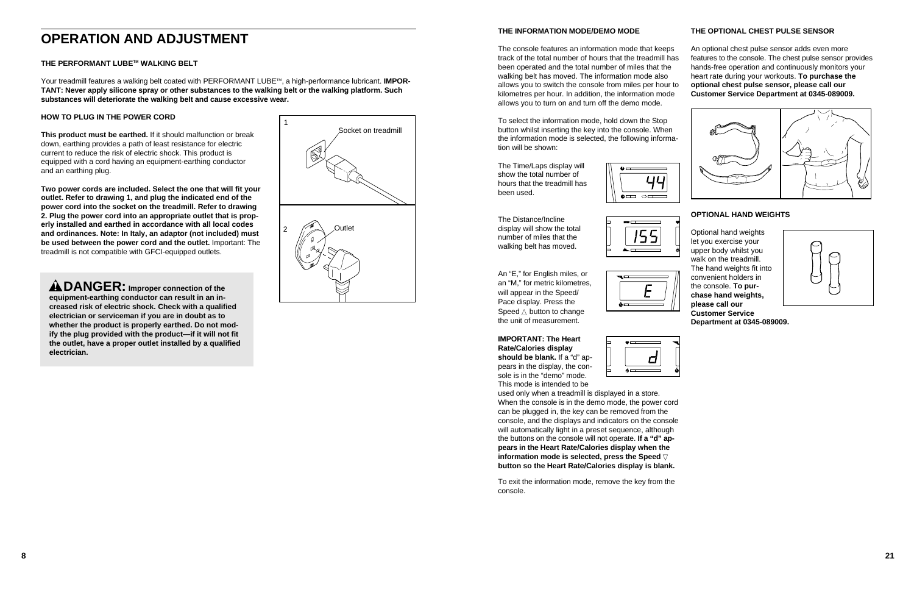# OPERATION AND ADJUSTMENT

### THE PERFORMANT LUBE™ WALKING BELT

Your treadmill features a walking belt coated with PERFORMANT LUBE™, a high-performance lubricant. **IMPORTANT: Never apply silicone spray or other substances to the walking belt or the walking platform. Such substances will deteriorate the walking belt and cause excessive wear.**

### HOW TO PLUG IN THE POWER CORD

**This product must be earthed.** If it should malfunction or break down, earthing provides a path of least resistance for electric current to reduce the risk of electric shock. This product is equipped with a cord having an equipment-earthing conductor and an earthing plug.

**Two power cords are included. Select the one that will fit your outlet. Refer to drawing 1, and plug the indicated end of the power cord into the socket on the treadmill. Refer to drawing 2. Plug the power cord into an appropriate outlet that is properly installed and earthed in accordance with all local codes and ordinances. Note: In Italy, an adaptor (not included) must be used between the power cord and the outlet.** Important: The treadmill is not compatible with GFCI-equipped outlets.

1 Socket on treadmill

2 Outlet

**⚠DANGER: Improper connection of the equipment-earthing conductor can result in an increased risk of electric shock. Check with a qualified electrician or serviceman if you are in doubt as to whether the product is properly earthed. Do not modify the plug provided with the product—if it will not fit the outlet, have a proper outlet installed by a qualified electrician.**

### THE INFORMATION MODE/DEMO MODE

The console features an information mode that keeps track of the total number of hours that the treadmill has been operated and the total number of miles that the walking belt has moved. The information mode also allows you to switch the console from miles per hour to kilometres per hour. In addition, the information mode allows you to turn on and turn off the demo mode.

To select the information mode, hold down the Stop button whilst inserting the key into the console. When the information mode is selected, the following information will be shown:

The Time/Laps display will show the total number of hours that the treadmill has been used.

The Distance/Incline display will show the total number of miles that the walking belt has moved.

An "E," for English miles, or an "M," for metric kilometres, will appear in the Speed/Pace display. Press the Speed △ button to change the unit of measurement.

**IMPORTANT: The Heart Rate/Calories display should be blank.** If a "d" appears in the display, the console is in the "demo" mode. This mode is intended to be used only when a treadmill is displayed in a store. When the console is in the demo mode, the power cord can be plugged in, the key can be removed from the console, and the displays and indicators on the console will automatically light in a preset sequence, although the buttons on the console will not operate. **If a "d" appears in the Heart Rate/Calories display when the information mode is selected, press the Speed ▽ button so the Heart Rate/Calories display is blank.**

To exit the information mode, remove the key from the console.

### THE OPTIONAL CHEST PULSE SENSOR

An optional chest pulse sensor adds even more features to the console. The chest pulse sensor provides hands-free operation and continuously monitors your heart rate during your workouts. **To purchase the optional chest pulse sensor, please call our Customer Service Department at 0345-089009.**

### OPTIONAL HAND WEIGHTS

Optional hand weights let you exercise your upper body whilst you walk on the treadmill. The hand weights fit into convenient holders in the console. **To purchase hand weights, please call our Customer Service Department at 0345-089009.**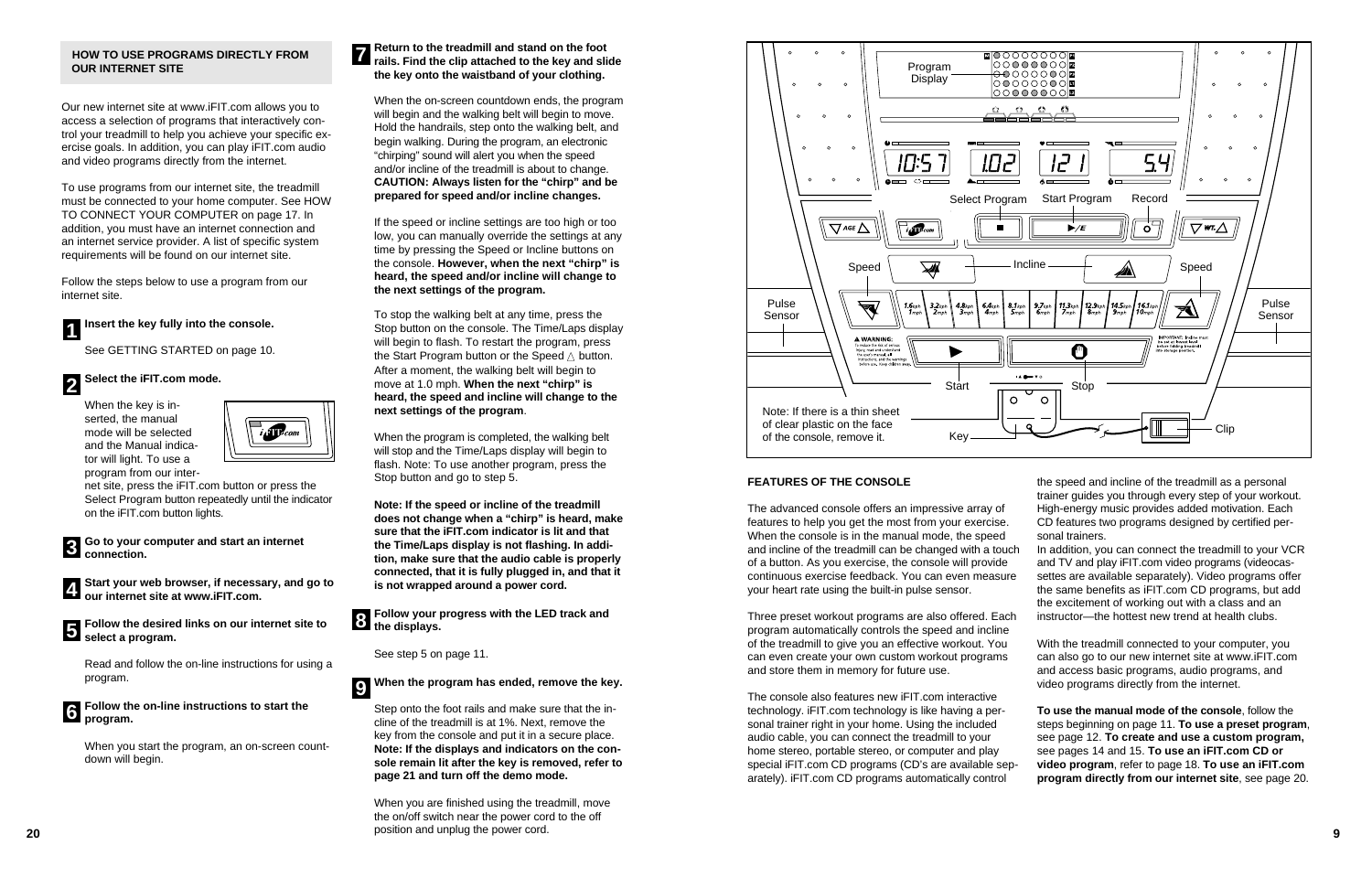## HOW TO USE PROGRAMS DIRECTLY FROM OUR INTERNET SITE

Our new internet site at www.iFIT.com allows you to access a selection of programs that interactively control your treadmill to help you achieve your specific exercise goals. In addition, you can play iFIT.com audio and video programs directly from the internet.

To use programs from our internet site, the treadmill must be connected to your home computer. See HOW TO CONNECT YOUR COMPUTER on page 17. In addition, you must have an internet connection and an internet service provider. A list of specific system requirements will be found on our internet site.

Follow the steps below to use a program from our internet site.

**1 Insert the key fully into the console.**

See GETTING STARTED on page 10.

**2 Select the iFIT.com mode.**

When the key is inserted, the manual mode will be selected and the Manual indicator will light. To use a program from our internet site, press the iFIT.com button or press the Select Program button repeatedly until the indicator on the iFIT.com button lights.

**3 Go to your computer and start an internet connection.**

**4 Start your web browser, if necessary, and go to our internet site at www.iFIT.com.**

**5 Follow the desired links on our internet site to select a program.**

Read and follow the on-line instructions for using a program.

**6 Follow the on-line instructions to start the program.**

When you start the program, an on-screen countdown will begin.

**7 Return to the treadmill and stand on the foot rails. Find the clip attached to the key and slide the key onto the waistband of your clothing.**

When the on-screen countdown ends, the program will begin and the walking belt will begin to move. Hold the handrails, step onto the walking belt, and begin walking. During the program, an electronic "chirping" sound will alert you when the speed and/or incline of the treadmill is about to change. **CAUTION: Always listen for the "chirp" and be prepared for speed and/or incline changes.**

If the speed or incline settings are too high or too low, you can manually override the settings at any time by pressing the Speed or Incline buttons on the console. **However, when the next "chirp" is heard, the speed and/or incline will change to the next settings of the program.**

To stop the walking belt at any time, press the Stop button on the console. The Time/Laps display will begin to flash. To restart the program, press the Start Program button or the Speed △ button. After a moment, the walking belt will begin to move at 1.0 mph. **When the next "chirp" is heard, the speed and incline will change to the next settings of the program**.

When the program is completed, the walking belt will stop and the Time/Laps display will begin to flash. Note: To use another program, press the Stop button and go to step 5.

**Note: If the speed or incline of the treadmill does not change when a "chirp" is heard, make sure that the iFIT.com indicator is lit and that the Time/Laps display is not flashing. In addition, make sure that the audio cable is properly connected, that it is fully plugged in, and that it is not wrapped around a power cord.**

**8 Follow your progress with the LED track and the displays.**

See step 5 on page 11.

**9 When the program has ended, remove the key.**

Step onto the foot rails and make sure that the incline of the treadmill is at 1%. Next, remove the key from the console and put it in a secure place. **Note: If the displays and indicators on the console remain lit after the key is removed, refer to page 21 and turn off the demo mode.**

When you are finished using the treadmill, move the on/off switch near the power cord to the off position and unplug the power cord.

Program Display

Select Program | Start Program | Record

Speed | Incline | Speed

Pulse Sensor | Pulse Sensor

Start | Stop

Key | Clip

Note: If there is a thin sheet of clear plastic on the face of the console, remove it.

## FEATURES OF THE CONSOLE

The advanced console offers an impressive array of features to help you get the most from your exercise. When the console is in the manual mode, the speed and incline of the treadmill can be changed with a touch of a button. As you exercise, the console will provide continuous exercise feedback. You can even measure your heart rate using the built-in pulse sensor.

Three preset workout programs are also offered. Each program automatically controls the speed and incline of the treadmill to give you an effective workout. You can even create your own custom workout programs and store them in memory for future use.

The console also features new iFIT.com interactive technology. iFIT.com technology is like having a personal trainer right in your home. Using the included audio cable, you can connect the treadmill to your home stereo, portable stereo, or computer and play special iFIT.com CD programs (CD's are available separately). iFIT.com CD programs automatically control the speed and incline of the treadmill as a personal trainer guides you through every step of your workout. High-energy music provides added motivation. Each CD features two programs designed by certified personal trainers.

In addition, you can connect the treadmill to your VCR and TV and play iFIT.com video programs (videocassettes are available separately). Video programs offer the same benefits as iFIT.com CD programs, but add the excitement of working out with a class and an instructor—the hottest new trend at health clubs.

With the treadmill connected to your computer, you can also go to our new internet site at www.iFIT.com and access basic programs, audio programs, and video programs directly from the internet.

**To use the manual mode of the console**, follow the steps beginning on page 11. **To use a preset program**, see page 12. **To create and use a custom program,** see pages 14 and 15. **To use an iFIT.com CD or video program**, refer to page 18. **To use an iFIT.com program directly from our internet site**, see page 20.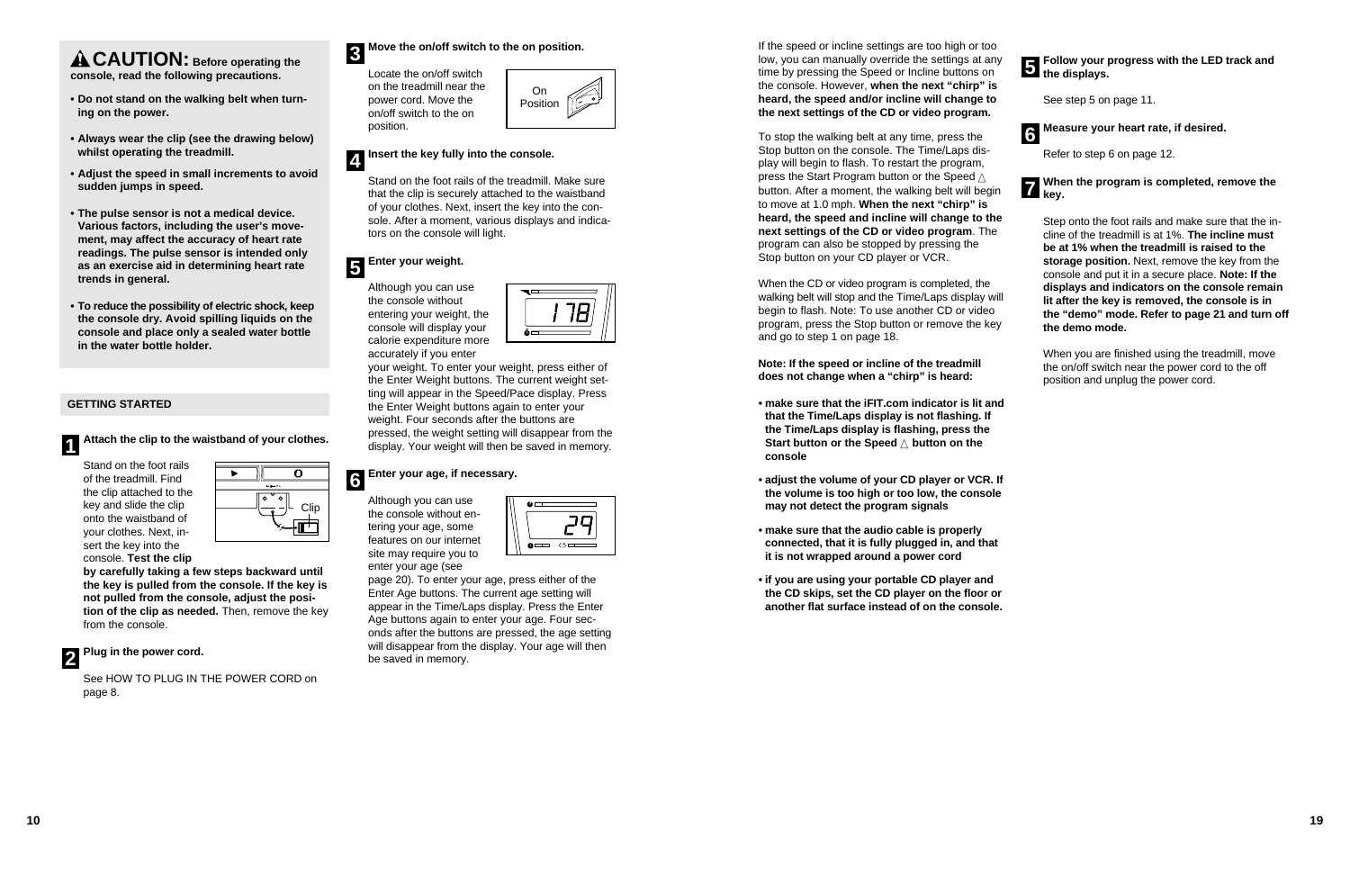## ⚠ CAUTION: Before operating the console, read the following precautions.

- **Do not stand on the walking belt when turning on the power.**
- **Always wear the clip (see the drawing below) whilst operating the treadmill.**
- **Adjust the speed in small increments to avoid sudden jumps in speed.**
- **The pulse sensor is not a medical device. Various factors, including the user's movement, may affect the accuracy of heart rate readings. The pulse sensor is intended only as an exercise aid in determining heart rate trends in general.**
- **To reduce the possibility of electric shock, keep the console dry. Avoid spilling liquids on the console and place only a sealed water bottle in the water bottle holder.**

### GETTING STARTED

**1 Attach the clip to the waistband of your clothes.**

Stand on the foot rails of the treadmill. Find the clip attached to the key and slide the clip onto the waistband of your clothes. Next, insert the key into the console. **Test the clip by carefully taking a few steps backward until the key is pulled from the console. If the key is not pulled from the console, adjust the position of the clip as needed.** Then, remove the key from the console.

Clip

**2 Plug in the power cord.**

See HOW TO PLUG IN THE POWER CORD on page 8.

**3 Move the on/off switch to the on position.**

Locate the on/off switch on the treadmill near the power cord. Move the on/off switch to the on position.

On Position

**4 Insert the key fully into the console.**

Stand on the foot rails of the treadmill. Make sure that the clip is securely attached to the waistband of your clothes. Next, insert the key into the console. After a moment, various displays and indicators on the console will light.

**5 Enter your weight.**

Although you can use the console without entering your weight, the console will display your calorie expenditure more accurately if you enter your weight. To enter your weight, press either of the Enter Weight buttons. The current weight setting will appear in the Speed/Pace display. Press the Enter Weight buttons again to enter your weight. Four seconds after the buttons are pressed, the weight setting will disappear from the display. Your weight will then be saved in memory.

178

**6 Enter your age, if necessary.**

Although you can use the console without entering your age, some features on our internet site may require you to enter your age (see page 20). To enter your age, press either of the Enter Age buttons. The current age setting will appear in the Time/Laps display. Press the Enter Age buttons again to enter your age. Four seconds after the buttons are pressed, the age setting will disappear from the display. Your age will then be saved in memory.

29

If the speed or incline settings are too high or too low, you can manually override the settings at any time by pressing the Speed or Incline buttons on the console. However, **when the next "chirp" is heard, the speed and/or incline will change to the next settings of the CD or video program.**

To stop the walking belt at any time, press the Stop button on the console. The Time/Laps display will begin to flash. To restart the program, press the Start Program button or the Speed △ button. After a moment, the walking belt will begin to move at 1.0 mph. **When the next "chirp" is heard, the speed and incline will change to the next settings of the CD or video program**. The program can also be stopped by pressing the Stop button on your CD player or VCR.

When the CD or video program is completed, the walking belt will stop and the Time/Laps display will begin to flash. Note: To use another CD or video program, press the Stop button or remove the key and go to step 1 on page 18.

**Note: If the speed or incline of the treadmill does not change when a "chirp" is heard:**

- **make sure that the iFIT.com indicator is lit and that the Time/Laps display is not flashing. If the Time/Laps display is flashing, press the Start button or the Speed △ button on the console**
- **adjust the volume of your CD player or VCR. If the volume is too high or too low, the console may not detect the program signals**
- **make sure that the audio cable is properly connected, that it is fully plugged in, and that it is not wrapped around a power cord**
- **if you are using your portable CD player and the CD skips, set the CD player on the floor or another flat surface instead of on the console.**

**5 Follow your progress with the LED track and the displays.**

See step 5 on page 11.

**6 Measure your heart rate, if desired.**

Refer to step 6 on page 12.

**7 When the program is completed, remove the key.**

Step onto the foot rails and make sure that the incline of the treadmill is at 1%. **The incline must be at 1% when the treadmill is raised to the storage position.** Next, remove the key from the console and put it in a secure place. **Note: If the displays and indicators on the console remain lit after the key is removed, the console is in the "demo" mode. Refer to page 21 and turn off the demo mode.**

When you are finished using the treadmill, move the on/off switch near the power cord to the off position and unplug the power cord.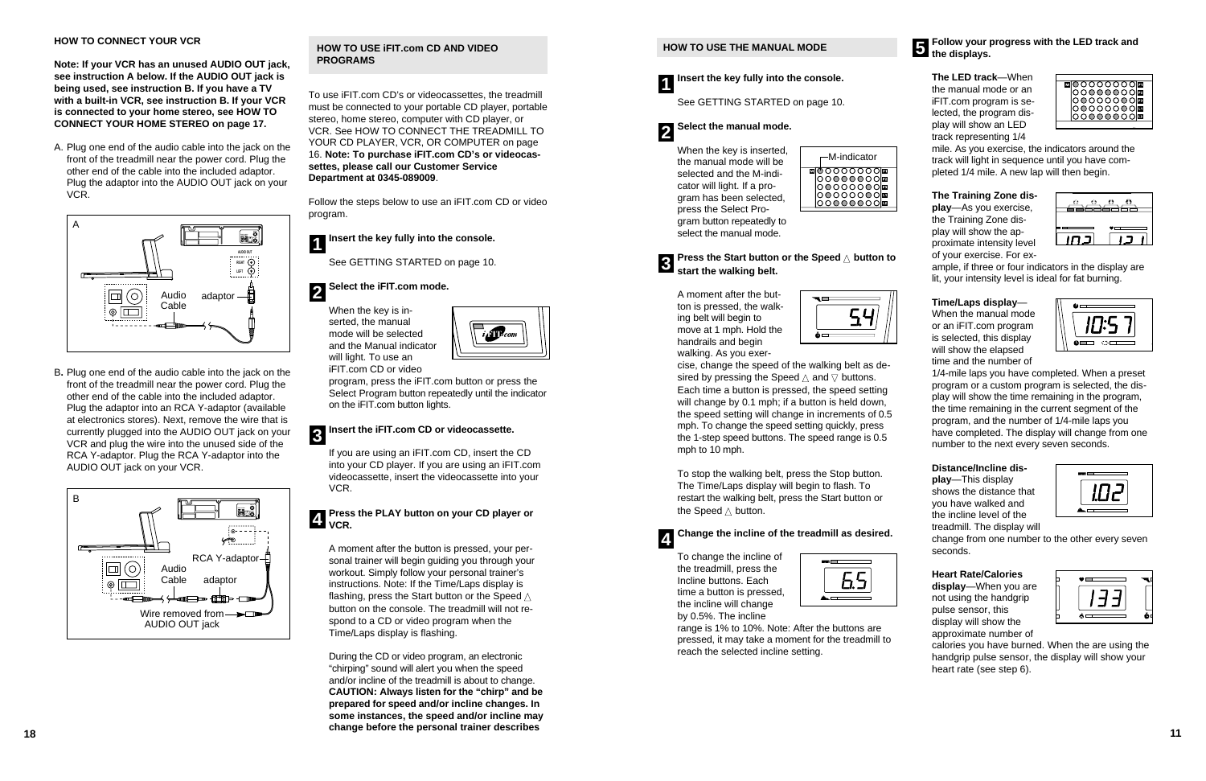## HOW TO CONNECT YOUR VCR

**Note: If your VCR has an unused AUDIO OUT jack, see instruction A below. If the AUDIO OUT jack is being used, see instruction B. If you have a TV with a built-in VCR, see instruction B. If your VCR is connected to your home stereo, see HOW TO CONNECT YOUR HOME STEREO on page 17.**

A. Plug one end of the audio cable into the jack on the front of the treadmill near the power cord. Plug the other end of the cable into the included adaptor. Plug the adaptor into the AUDIO OUT jack on your VCR.

A

AUDIO OUT, RIGHT, LEFT, Audio Cable, adaptor

B. Plug one end of the audio cable into the jack on the front of the treadmill near the power cord. Plug the other end of the cable into the included adaptor. Plug the adaptor into an RCA Y-adaptor (available at electronics stores). Next, remove the wire that is currently plugged into the AUDIO OUT jack on your VCR and plug the wire into the unused side of the RCA Y-adaptor. Plug the RCA Y-adaptor into the AUDIO OUT jack on your VCR.

B

RCA Y-adaptor, Audio Cable, adaptor, Wire removed from AUDIO OUT jack

## HOW TO USE iFIT.com CD AND VIDEO PROGRAMS

To use iFIT.com CD's or videocassettes, the treadmill must be connected to your portable CD player, portable stereo, home stereo, computer with CD player, or VCR. See HOW TO CONNECT THE TREADMILL TO YOUR CD PLAYER, VCR, OR COMPUTER on page 16. **Note: To purchase iFIT.com CD's or videocassettes, please call our Customer Service Department at 0345-089009**.

Follow the steps below to use an iFIT.com CD or video program.

**1 Insert the key fully into the console.**

See GETTING STARTED on page 10.

**2 Select the iFIT.com mode.**

When the key is inserted, the manual mode will be selected and the Manual indicator will light. To use an iFIT.com CD or video program, press the iFIT.com button or press the Select Program button repeatedly until the indicator on the iFIT.com button lights.

**3 Insert the iFIT.com CD or videocassette.**

If you are using an iFIT.com CD, insert the CD into your CD player. If you are using an iFIT.com videocassette, insert the videocassette into your VCR.

**4 Press the PLAY button on your CD player or VCR.**

A moment after the button is pressed, your personal trainer will begin guiding you through your workout. Simply follow your personal trainer's instructions. Note: If the Time/Laps display is flashing, press the Start button or the Speed △ button on the console. The treadmill will not respond to a CD or video program when the Time/Laps display is flashing.

During the CD or video program, an electronic "chirping" sound will alert you when the speed and/or incline of the treadmill is about to change. **CAUTION: Always listen for the "chirp" and be prepared for speed and/or incline changes. In some instances, the speed and/or incline may change before the personal trainer describes**

## HOW TO USE THE MANUAL MODE

**1 Insert the key fully into the console.**

See GETTING STARTED on page 10.

**2 Select the manual mode.**

When the key is inserted, the manual mode will be selected and the M-indicator will light. If a program has been selected, press the Select Program button repeatedly to select the manual mode.

M-indicator

**3 Press the Start button or the Speed △ button to start the walking belt.**

A moment after the button is pressed, the walking belt will begin to move at 1 mph. Hold the handrails and begin walking. As you exercise, change the speed of the walking belt as desired by pressing the Speed △ and ▽ buttons. Each time a button is pressed, the speed setting will change by 0.1 mph; if a button is held down, the speed setting will change in increments of 0.5 mph. To change the speed setting quickly, press the 1-step speed buttons. The speed range is 0.5 mph to 10 mph.

To stop the walking belt, press the Stop button. The Time/Laps display will begin to flash. To restart the walking belt, press the Start button or the Speed △ button.

**4 Change the incline of the treadmill as desired.**

To change the incline of the treadmill, press the Incline buttons. Each time a button is pressed, the incline will change by 0.5%. The incline range is 1% to 10%. Note: After the buttons are pressed, it may take a moment for the treadmill to reach the selected incline setting.

**5 Follow your progress with the LED track and the displays.**

**The LED track**—When the manual mode or an iFIT.com program is selected, the program display will show an LED track representing 1/4 mile. As you exercise, the indicators around the track will light in sequence until you have completed 1/4 mile. A new lap will then begin.

**The Training Zone display**—As you exercise, the Training Zone display will show the approximate intensity level of your exercise. For example, if three or four indicators in the display are lit, your intensity level is ideal for fat burning.

**Time/Laps display**—When the manual mode or an iFIT.com program is selected, this display will show the elapsed time and the number of 1/4-mile laps you have completed. When a preset program or a custom program is selected, the display will show the time remaining in the program, the time remaining in the current segment of the program, and the number of 1/4-mile laps you have completed. The display will change from one number to the next every seven seconds.

**Distance/Incline display**—This display shows the distance that you have walked and the incline level of the treadmill. The display will change from one number to the other every seven seconds.

**Heart Rate/Calories display**—When you are not using the handgrip pulse sensor, this display will show the approximate number of calories you have burned. When the are using the handgrip pulse sensor, the display will show your heart rate (see step 6).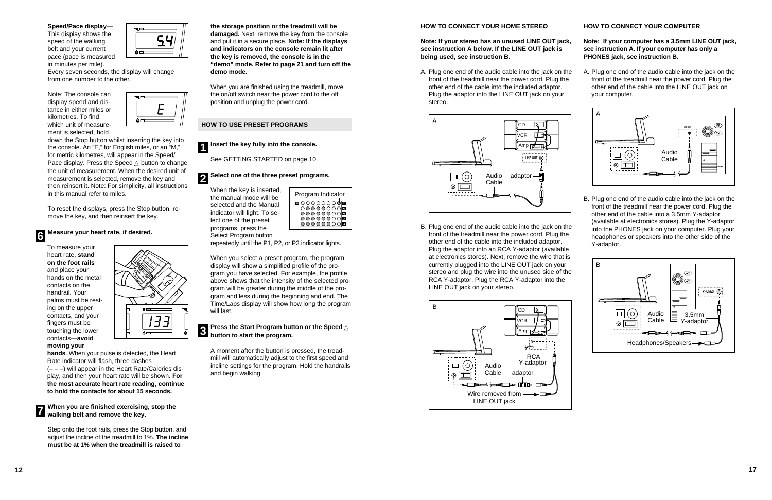**Speed/Pace display**—This display shows the speed of the walking belt and your current pace (pace is measured in minutes per mile). Every seven seconds, the display will change from one number to the other.

Note: The console can display speed and distance in either miles or kilometres. To find which unit of measurement is selected, hold down the Stop button whilst inserting the key into the console. An "E," for English miles, or an "M," for metric kilometres, will appear in the Speed/Pace display. Press the Speed △ button to change the unit of measurement. When the desired unit of measurement is selected, remove the key and then reinsert it. Note: For simplicity, all instructions in this manual refer to miles.

To reset the displays, press the Stop button, remove the key, and then reinsert the key.

**6 Measure your heart rate, if desired.**

To measure your heart rate, **stand on the foot rails** and place your hands on the metal contacts on the handrail. Your palms must be resting on the upper contacts, and your fingers must be touching the lower contacts—**avoid moving your hands**. When your pulse is detected, the Heart Rate indicator will flash, three dashes (– – –) will appear in the Heart Rate/Calories display, and then your heart rate will be shown. **For the most accurate heart rate reading, continue to hold the contacts for about 15 seconds.**

**7 When you are finished exercising, stop the walking belt and remove the key.**

Step onto the foot rails, press the Stop button, and adjust the incline of the treadmill to 1%. **The incline must be at 1% when the treadmill is raised to the storage position or the treadmill will be damaged.** Next, remove the key from the console and put it in a secure place. **Note: If the displays and indicators on the console remain lit after the key is removed, the console is in the "demo" mode. Refer to page 21 and turn off the demo mode.**

When you are finished using the treadmill, move the on/off switch near the power cord to the off position and unplug the power cord.

## HOW TO USE PRESET PROGRAMS

**1 Insert the key fully into the console.**

See GETTING STARTED on page 10.

**2 Select one of the three preset programs.**

When the key is inserted, the manual mode will be selected and the Manual indicator will light. To select one of the preset programs, press the Select Program button repeatedly until the P1, P2, or P3 indicator lights.

Program Indicator

When you select a preset program, the program display will show a simplified profile of the program you have selected. For example, the profile above shows that the intensity of the selected program will be greater during the middle of the program and less during the beginning and end. The Time/Laps display will show how long the program will last.

**3 Press the Start Program button or the Speed △ button to start the program.**

A moment after the button is pressed, the treadmill will automatically adjust to the first speed and incline settings for the program. Hold the handrails and begin walking.

### HOW TO CONNECT YOUR HOME STEREO

**Note: If your stereo has an unused LINE OUT jack, see instruction A below. If the LINE OUT jack is being used, see instruction B.**

A. Plug one end of the audio cable into the jack on the front of the treadmill near the power cord. Plug the other end of the cable into the included adaptor. Plug the adaptor into the LINE OUT jack on your stereo.

A — CD, VCR, Amp, LINE OUT, Audio Cable, adaptor

B. Plug one end of the audio cable into the jack on the front of the treadmill near the power cord. Plug the other end of the cable into the included adaptor. Plug the adaptor into an RCA Y-adaptor (available at electronics stores). Next, remove the wire that is currently plugged into the LINE OUT jack on your stereo and plug the wire into the unused side of the RCA Y-adaptor. Plug the RCA Y-adaptor into the LINE OUT jack on your stereo.

B — CD, VCR, Amp, RCA Y-adaptor, Audio Cable, adaptor, Wire removed from LINE OUT jack

### HOW TO CONNECT YOUR COMPUTER

**Note: If your computer has a 3.5mm LINE OUT jack, see instruction A. If your computer has only a PHONES jack, see instruction B.**

A. Plug one end of the audio cable into the jack on the front of the treadmill near the power cord. Plug the other end of the cable into the LINE OUT jack on your computer.

A — LINE OUT, Audio Cable

B. Plug one end of the audio cable into the jack on the front of the treadmill near the power cord. Plug the other end of the cable into a 3.5mm Y-adaptor (available at electronics stores). Plug the Y-adaptor into the PHONES jack on your computer. Plug your headphones or speakers into the other side of the Y-adaptor.

B — PHONES, Audio Cable, 3.5mm Y-adaptor, Headphones/Speakers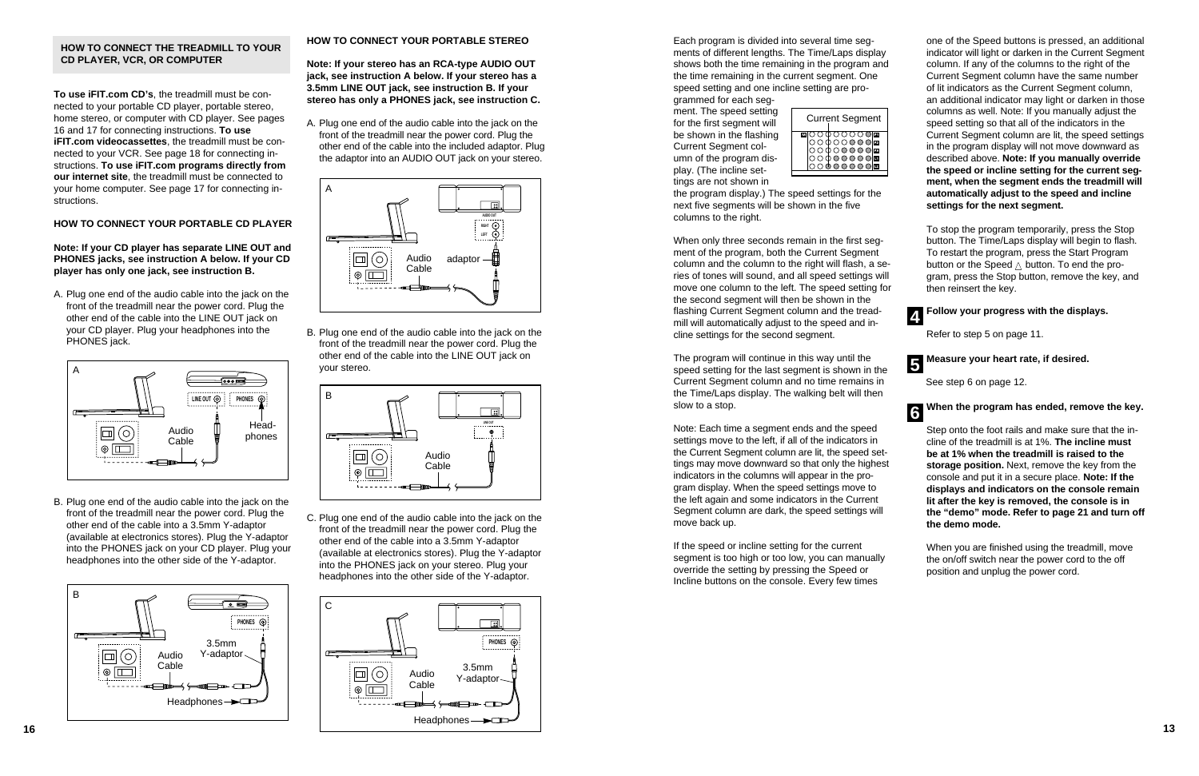### HOW TO CONNECT THE TREADMILL TO YOUR CD PLAYER, VCR, OR COMPUTER

**To use iFIT.com CD's**, the treadmill must be connected to your portable CD player, portable stereo, home stereo, or computer with CD player. See pages 16 and 17 for connecting instructions. **To use iFIT.com videocassettes**, the treadmill must be connected to your VCR. See page 18 for connecting instructions. **To use iFIT.com programs directly from our internet site**, the treadmill must be connected to your home computer. See page 17 for connecting instructions.

### HOW TO CONNECT YOUR PORTABLE CD PLAYER

**Note: If your CD player has separate LINE OUT and PHONES jacks, see instruction A below. If your CD player has only one jack, see instruction B.**

A. Plug one end of the audio cable into the jack on the front of the treadmill near the power cord. Plug the other end of the cable into the LINE OUT jack on your CD player. Plug your headphones into the PHONES jack.

A

LINE OUT PHONES Audio Cable Headphones

B. Plug one end of the audio cable into the jack on the front of the treadmill near the power cord. Plug the other end of the cable into a 3.5mm Y-adaptor (available at electronics stores). Plug the Y-adaptor into the PHONES jack on your CD player. Plug your headphones into the other side of the Y-adaptor.

B

PHONES 3.5mm Y-adaptor Audio Cable Headphones

### HOW TO CONNECT YOUR PORTABLE STEREO

**Note: If your stereo has an RCA-type AUDIO OUT jack, see instruction A below. If your stereo has a 3.5mm LINE OUT jack, see instruction B. If your stereo has only a PHONES jack, see instruction C.**

A. Plug one end of the audio cable into the jack on the front of the treadmill near the power cord. Plug the other end of the cable into the included adaptor. Plug the adaptor into an AUDIO OUT jack on your stereo.

A

AUDIO OUT RIGHT LEFT Audio Cable adaptor

B. Plug one end of the audio cable into the jack on the front of the treadmill near the power cord. Plug the other end of the cable into the LINE OUT jack on your stereo.

B

LINE OUT Audio Cable

C. Plug one end of the audio cable into the jack on the front of the treadmill near the power cord. Plug the other end of the cable into a 3.5mm Y-adaptor (available at electronics stores). Plug the Y-adaptor into the PHONES jack on your stereo. Plug your headphones into the other side of the Y-adaptor.

C

PHONES 3.5mm Y-adaptor Audio Cable Headphones

Each program is divided into several time segments of different lengths. The Time/Laps display shows both the time remaining in the program and the time remaining in the current segment. One speed setting and one incline setting are programmed for each segment. The speed setting for the first segment will be shown in the flashing Current Segment column of the program display. (The incline settings are not shown in the program display.) The speed settings for the next five segments will be shown in the five columns to the right.

Current Segment

When only three seconds remain in the first segment of the program, both the Current Segment column and the column to the right will flash, a series of tones will sound, and all speed settings will move one column to the left. The speed setting for the second segment will then be shown in the flashing Current Segment column and the treadmill will automatically adjust to the speed and incline settings for the second segment.

The program will continue in this way until the speed setting for the last segment is shown in the Current Segment column and no time remains in the Time/Laps display. The walking belt will then slow to a stop.

Note: Each time a segment ends and the speed settings move to the left, if all of the indicators in the Current Segment column are lit, the speed settings may move downward so that only the highest indicators in the columns will appear in the program display. When the speed settings move to the left again and some indicators in the Current Segment column are dark, the speed settings will move back up.

If the speed or incline setting for the current segment is too high or too low, you can manually override the setting by pressing the Speed or Incline buttons on the console. Every few times one of the Speed buttons is pressed, an additional indicator will light or darken in the Current Segment column. If any of the columns to the right of the Current Segment column have the same number of lit indicators as the Current Segment column, an additional indicator may light or darken in those columns as well. Note: If you manually adjust the speed setting so that all of the indicators in the Current Segment column are lit, the speed settings in the program display will not move downward as described above. **Note: If you manually override the speed or incline setting for the current segment, when the segment ends the treadmill will automatically adjust to the speed and incline settings for the next segment.**

To stop the program temporarily, press the Stop button. The Time/Laps display will begin to flash. To restart the program, press the Start Program button or the Speed △ button. To end the program, press the Stop button, remove the key, and then reinsert the key.

**4 Follow your progress with the displays.**

Refer to step 5 on page 11.

**5 Measure your heart rate, if desired.**

See step 6 on page 12.

**6 When the program has ended, remove the key.**

Step onto the foot rails and make sure that the incline of the treadmill is at 1%. **The incline must be at 1% when the treadmill is raised to the storage position.** Next, remove the key from the console and put it in a secure place. **Note: If the displays and indicators on the console remain lit after the key is removed, the console is in the "demo" mode. Refer to page 21 and turn off the demo mode.**

When you are finished using the treadmill, move the on/off switch near the power cord to the off position and unplug the power cord.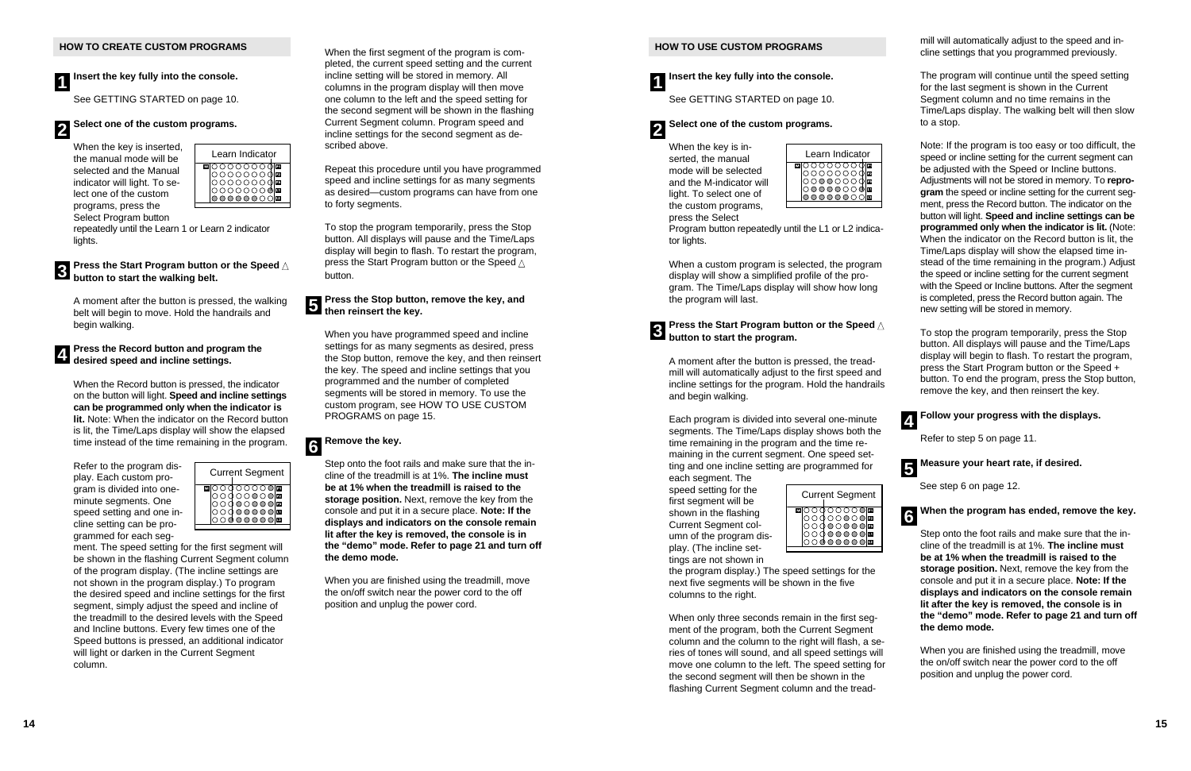## HOW TO CREATE CUSTOM PROGRAMS

**1** **Insert the key fully into the console.**

See GETTING STARTED on page 10.

**2** **Select one of the custom programs.**

When the key is inserted, the manual mode will be selected and the Manual indicator will light. To select one of the custom programs, press the Select Program button repeatedly until the Learn 1 or Learn 2 indicator lights.

Learn Indicator

**3** **Press the Start Program button or the Speed △ button to start the walking belt.**

A moment after the button is pressed, the walking belt will begin to move. Hold the handrails and begin walking.

**4** **Press the Record button and program the desired speed and incline settings.**

When the Record button is pressed, the indicator on the button will light. **Speed and incline settings can be programmed only when the indicator is lit.** Note: When the indicator on the Record button is lit, the Time/Laps display will show the elapsed time instead of the time remaining in the program.

Refer to the program display. Each custom program is divided into one-minute segments. One speed setting and one incline setting can be programmed for each segment. The speed setting for the first segment will be shown in the flashing Current Segment column of the program display. (The incline settings are not shown in the program display.) To program the desired speed and incline settings for the first segment, simply adjust the speed and incline of the treadmill to the desired levels with the Speed and Incline buttons. Every few times one of the Speed buttons is pressed, an additional indicator will light or darken in the Current Segment column.

Current Segment

When the first segment of the program is completed, the current speed setting and the current incline setting will be stored in memory. All columns in the program display will then move one column to the left and the speed setting for the second segment will be shown in the flashing Current Segment column. Program speed and incline settings for the second segment as described above.

Repeat this procedure until you have programmed speed and incline settings for as many segments as desired—custom programs can have from one to forty segments.

To stop the program temporarily, press the Stop button. All displays will pause and the Time/Laps display will begin to flash. To restart the program, press the Start Program button or the Speed △ button.

**5** **Press the Stop button, remove the key, and then reinsert the key.**

When you have programmed speed and incline settings for as many segments as desired, press the Stop button, remove the key, and then reinsert the key. The speed and incline settings that you programmed and the number of completed segments will be stored in memory. To use the custom program, see HOW TO USE CUSTOM PROGRAMS on page 15.

**6** **Remove the key.**

Step onto the foot rails and make sure that the incline of the treadmill is at 1%. **The incline must be at 1% when the treadmill is raised to the storage position.** Next, remove the key from the console and put it in a secure place. **Note: If the displays and indicators on the console remain lit after the key is removed, the console is in the "demo" mode. Refer to page 21 and turn off the demo mode.**

When you are finished using the treadmill, move the on/off switch near the power cord to the off position and unplug the power cord.

## HOW TO USE CUSTOM PROGRAMS

**1** **Insert the key fully into the console.**

See GETTING STARTED on page 10.

**2** **Select one of the custom programs.**

When the key is inserted, the manual mode will be selected and the M-indicator will light. To select one of the custom programs, press the Select Program button repeatedly until the L1 or L2 indicator lights.

Learn Indicator

When a custom program is selected, the program display will show a simplified profile of the program. The Time/Laps display will show how long the program will last.

**3** **Press the Start Program button or the Speed △ button to start the program.**

A moment after the button is pressed, the treadmill will automatically adjust to the first speed and incline settings for the program. Hold the handrails and begin walking.

Each program is divided into several one-minute segments. The Time/Laps display shows both the time remaining in the program and the time remaining in the current segment. One speed setting and one incline setting are programmed for each segment. The speed setting for the first segment will be shown in the flashing Current Segment column of the program display. (The incline settings are not shown in the program display.) The speed settings for the next five segments will be shown in the five columns to the right.

Current Segment

When only three seconds remain in the first segment of the program, both the Current Segment column and the column to the right will flash, a series of tones will sound, and all speed settings will move one column to the left. The speed setting for the second segment will then be shown in the flashing Current Segment column and the treadmill will automatically adjust to the speed and incline settings that you programmed previously.

The program will continue until the speed setting for the last segment is shown in the Current Segment column and no time remains in the Time/Laps display. The walking belt will then slow to a stop.

Note: If the program is too easy or too difficult, the speed or incline setting for the current segment can be adjusted with the Speed or Incline buttons. Adjustments will not be stored in memory. To **reprogram** the speed or incline setting for the current segment, press the Record button. The indicator on the button will light. **Speed and incline settings can be programmed only when the indicator is lit.** (Note: When the indicator on the Record button is lit, the Time/Laps display will show the elapsed time instead of the time remaining in the program.) Adjust the speed or incline setting for the current segment with the Speed or Incline buttons. After the segment is completed, press the Record button again. The new setting will be stored in memory.

To stop the program temporarily, press the Stop button. All displays will pause and the Time/Laps display will begin to flash. To restart the program, press the Start Program button or the Speed + button. To end the program, press the Stop button, remove the key, and then reinsert the key.

**4** **Follow your progress with the displays.**

Refer to step 5 on page 11.

**5** **Measure your heart rate, if desired.**

See step 6 on page 12.

**6** **When the program has ended, remove the key.**

Step onto the foot rails and make sure that the incline of the treadmill is at 1%. **The incline must be at 1% when the treadmill is raised to the storage position.** Next, remove the key from the console and put it in a secure place. **Note: If the displays and indicators on the console remain lit after the key is removed, the console is in the "demo" mode. Refer to page 21 and turn off the demo mode.**

When you are finished using the treadmill, move the on/off switch near the power cord to the off position and unplug the power cord.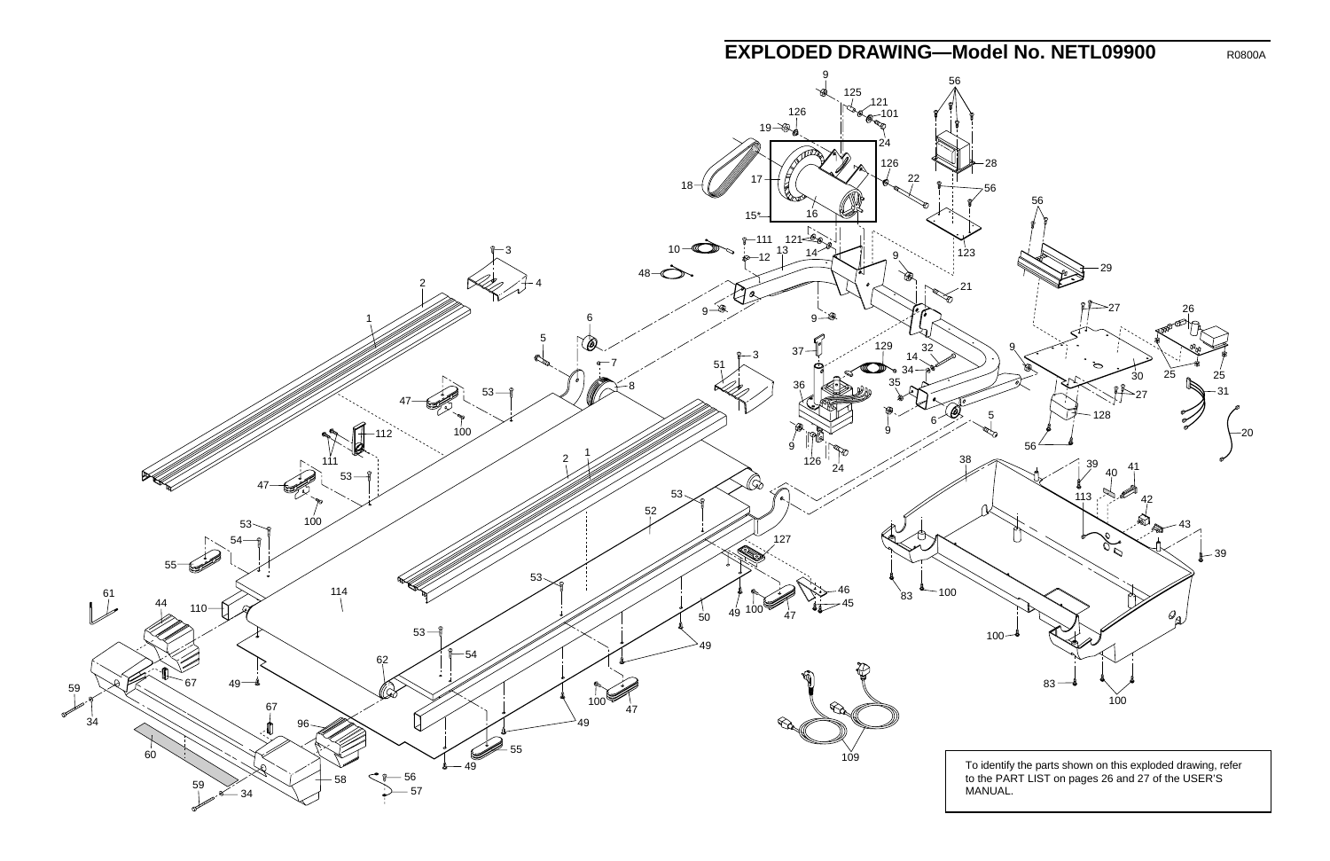## EXPLODED DRAWING—Model No. NETL09900

R0800A

To identify the parts shown on this exploded drawing, refer to the PART LIST on pages 26 and 27 of the USER'S MANUAL.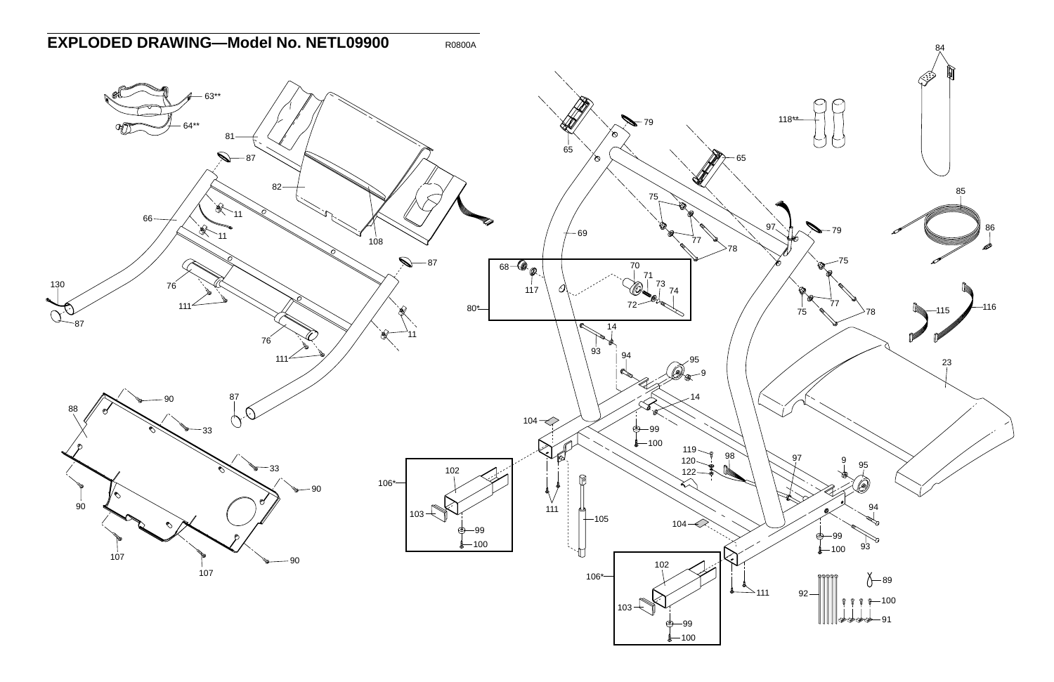# EXPLODED DRAWING—Model No. NETL09900

R0800A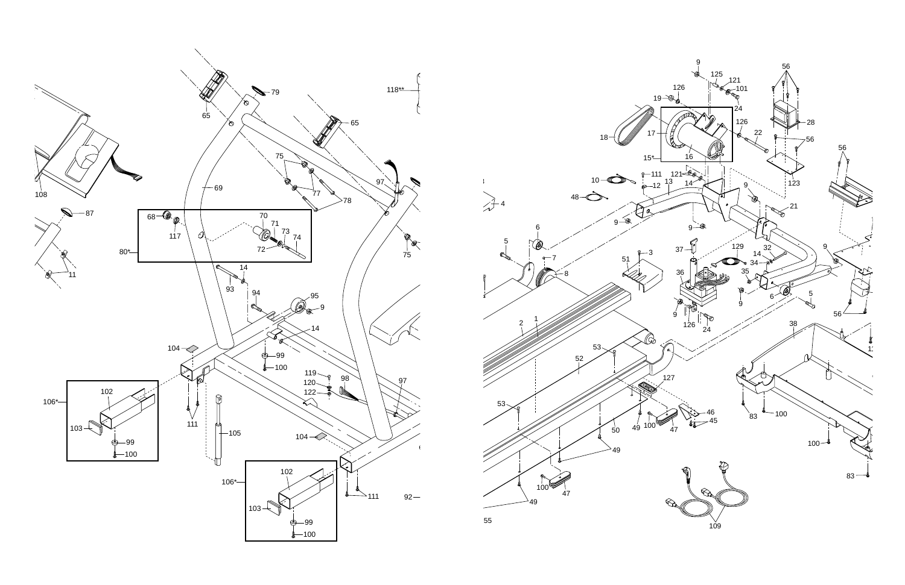65
79
65
118**
108
87
11
69
75
77
78
97
68
117
70
71
73
74
72
80*
75
14
93
94
95
9
14
104
99
100
119
120
122
98
97
106*
102
103
99
100
111
105
104
106*
102
103
99
100
111
92
9
125
121
101
126
19
24
56
28
18
17
16
15*
126
22
56
56
111
121
10
12
13
14
123
9
48
4
21
9
9
6
5
7
3
37
129
14
32
34
51
8
36
35
9
9
6
5
56
2
1
9
126
24
38
53
52
127
46
45
53
49
100
47
83
100
50
100
49
83
100
47
49
109
55